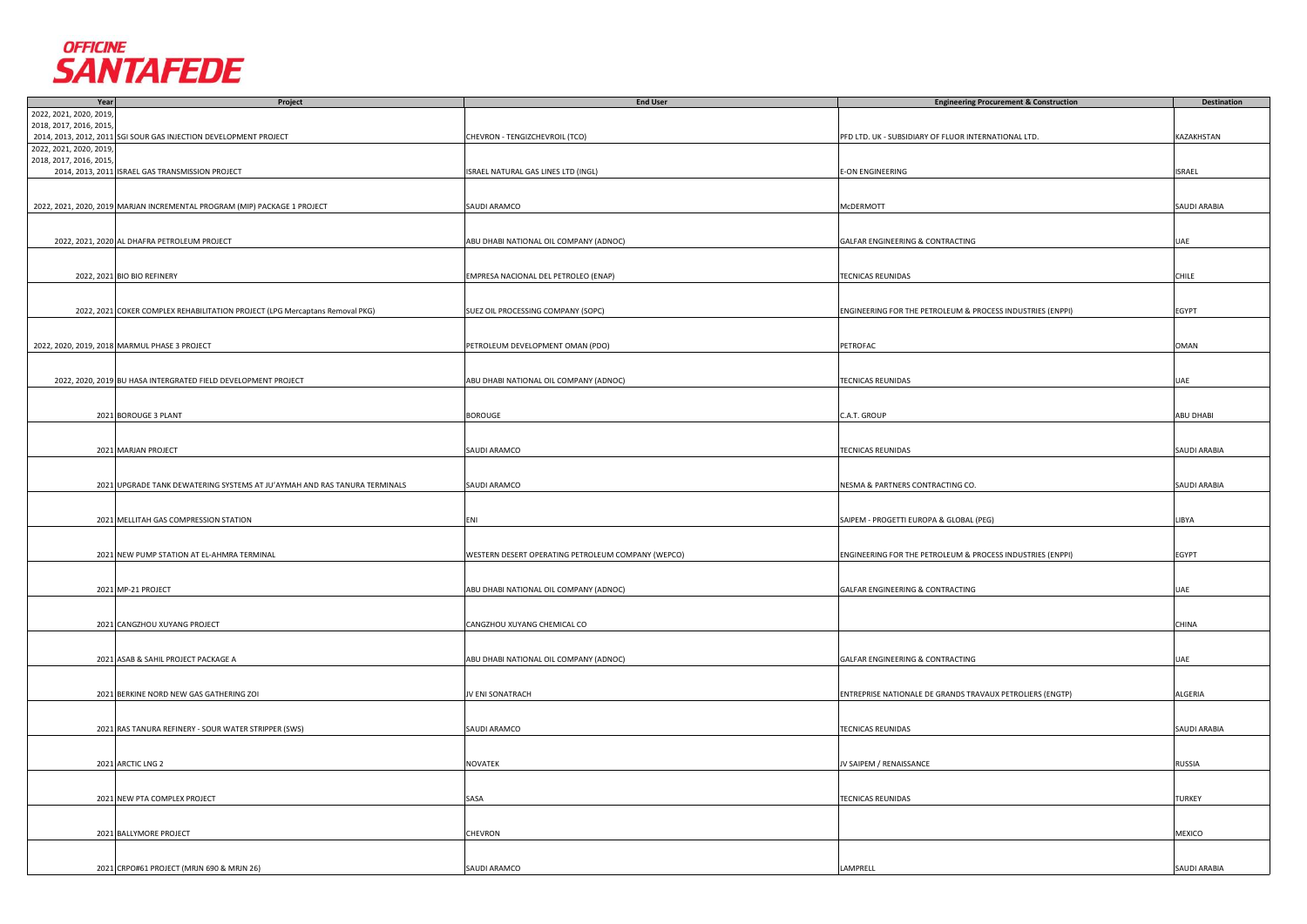# OFFICINE SANTAFEDE

| Year | Project | End User | Engineering Procurement & Construction | Destination |
|---|---|---|---|---|
| 2022, 2021, 2020, 2019, 2018, 2017, 2016, 2015, 2014, 2013, 2012, 2011 | SGI SOUR GAS INJECTION DEVELOPMENT PROJECT | CHEVRON - TENGIZCHEVROIL (TCO) | PFD LTD. UK - SUBSIDIARY OF FLUOR INTERNATIONAL LTD. | KAZAKHSTAN |
| 2022, 2021, 2020, 2019, 2018, 2017, 2016, 2015, 2014, 2013, 2011 | ISRAEL GAS TRANSMISSION PROJECT | ISRAEL NATURAL GAS LINES LTD (INGL) | E-ON ENGINEERING | ISRAEL |
| 2022, 2021, 2020, 2019 | MARJAN INCREMENTAL PROGRAM (MIP) PACKAGE 1 PROJECT | SAUDI ARAMCO | McDERMOTT | SAUDI ARABIA |
| 2022, 2021, 2020 | AL DHAFRA PETROLEUM PROJECT | ABU DHABI NATIONAL OIL COMPANY (ADNOC) | GALFAR ENGINEERING & CONTRACTING | UAE |
| 2022, 2021 | BIO BIO REFINERY | EMPRESA NACIONAL DEL PETROLEO (ENAP) | TECNICAS REUNIDAS | CHILE |
| 2022, 2021 | COKER COMPLEX REHABILITATION PROJECT (LPG Mercaptans Removal PKG) | SUEZ OIL PROCESSING COMPANY (SOPC) | ENGINEERING FOR THE PETROLEUM & PROCESS INDUSTRIES (ENPPI) | EGYPT |
| 2022, 2020, 2019, 2018 | MARMUL PHASE 3 PROJECT | PETROLEUM DEVELOPMENT OMAN (PDO) | PETROFAC | OMAN |
| 2022, 2020, 2019 | BU HASA INTERGRATED FIELD DEVELOPMENT PROJECT | ABU DHABI NATIONAL OIL COMPANY (ADNOC) | TECNICAS REUNIDAS | UAE |
| 2021 | BOROUGE 3 PLANT | BOROUGE | C.A.T. GROUP | ABU DHABI |
| 2021 | MARJAN PROJECT | SAUDI ARAMCO | TECNICAS REUNIDAS | SAUDI ARABIA |
| 2021 | UPGRADE TANK DEWATERING SYSTEMS AT JU'AYMAH AND RAS TANURA TERMINALS | SAUDI ARAMCO | NESMA & PARTNERS CONTRACTING CO. | SAUDI ARABIA |
| 2021 | MELLITAH GAS COMPRESSION STATION | ENI | SAIPEM - PROGETTI EUROPA & GLOBAL (PEG) | LIBYA |
| 2021 | NEW PUMP STATION AT EL-AHMRA TERMINAL | WESTERN DESERT OPERATING PETROLEUM COMPANY (WEPCO) | ENGINEERING FOR THE PETROLEUM & PROCESS INDUSTRIES (ENPPI) | EGYPT |
| 2021 | MP-21 PROJECT | ABU DHABI NATIONAL OIL COMPANY (ADNOC) | GALFAR ENGINEERING & CONTRACTING | UAE |
| 2021 | CANGZHOU XUYANG PROJECT | CANGZHOU XUYANG CHEMICAL CO | | CHINA |
| 2021 | ASAB & SAHIL PROJECT PACKAGE A | ABU DHABI NATIONAL OIL COMPANY (ADNOC) | GALFAR ENGINEERING & CONTRACTING | UAE |
| 2021 | BERKINE NORD NEW GAS GATHERING ZOI | JV ENI SONATRACH | ENTREPRISE NATIONALE DE GRANDS TRAVAUX PETROLIERS (ENGTP) | ALGERIA |
| 2021 | RAS TANURA REFINERY - SOUR WATER STRIPPER (SWS) | SAUDI ARAMCO | TECNICAS REUNIDAS | SAUDI ARABIA |
| 2021 | ARCTIC LNG 2 | NOVATEK | JV SAIPEM / RENAISSANCE | RUSSIA |
| 2021 | NEW PTA COMPLEX PROJECT | SASA | TECNICAS REUNIDAS | TURKEY |
| 2021 | BALLYMORE PROJECT | CHEVRON | | MEXICO |
| 2021 | CRPO#61 PROJECT (MRJN 690 & MRJN 26) | SAUDI ARAMCO | LAMPRELL | SAUDI ARABIA |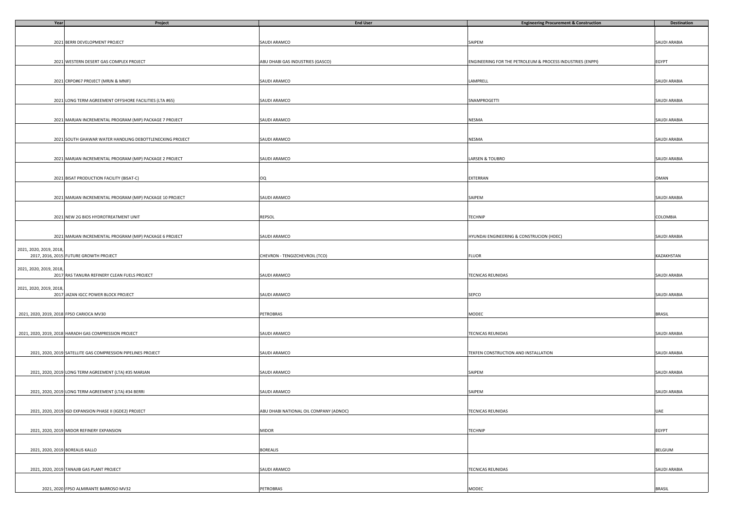| Year | Project | End User | Engineering Procurement & Construction | Destination |
| --- | --- | --- | --- | --- |
| 2021 | BERRI DEVELOPMENT PROJECT | SAUDI ARAMCO | SAIPEM | SAUDI ARABIA |
| 2021 | WESTERN DESERT GAS COMPLEX PROJECT | ABU DHABI GAS INDUSTRIES (GASCO) | ENGINEERING FOR THE PETROLEUM & PROCESS INDUSTRIES (ENPPI) | EGYPT |
| 2021 | CRPO#67 PROJECT (MRJN & MNIF) | SAUDI ARAMCO | LAMPRELL | SAUDI ARABIA |
| 2021 | LONG TERM AGREEMENT OFFSHORE FACILITIES (LTA #65) | SAUDI ARAMCO | SNAMPROGETTI | SAUDI ARABIA |
| 2021 | MARJAN INCREMENTAL PROGRAM (MIP) PACKAGE 7 PROJECT | SAUDI ARAMCO | NESMA | SAUDI ARABIA |
| 2021 | SOUTH GHAWAR WATER HANDLING DEBOTTLENECKING PROJECT | SAUDI ARAMCO | NESMA | SAUDI ARABIA |
| 2021 | MARJAN INCREMENTAL PROGRAM (MIP) PACKAGE 2 PROJECT | SAUDI ARAMCO | LARSEN & TOUBRO | SAUDI ARABIA |
| 2021 | BISAT PRODUCTION FACILITY (BISAT-C) | OQ | EXTERRAN | OMAN |
| 2021 | MARJAN INCREMENTAL PROGRAM (MIP) PACKAGE 10 PROJECT | SAUDI ARAMCO | SAIPEM | SAUDI ARABIA |
| 2021 | NEW 2G BIOS HYDROTREATMENT UNIT | REPSOL | TECHNIP | COLOMBIA |
| 2021 | MARJAN INCREMENTAL PROGRAM (MIP) PACKAGE 6 PROJECT | SAUDI ARAMCO | HYUNDAI ENGINEERING & CONSTRUCION (HDEC) | SAUDI ARABIA |
| 2021, 2020, 2019, 2018, 2017, 2016, 2015 | FUTURE GROWTH PROJECT | CHEVRON - TENGIZCHEVROIL (TCO) | FLUOR | KAZAKHSTAN |
| 2021, 2020, 2019, 2018, 2017 | RAS TANURA REFINERY CLEAN FUELS PROJECT | SAUDI ARAMCO | TECNICAS REUNIDAS | SAUDI ARABIA |
| 2021, 2020, 2019, 2018, 2017 | JAZAN IGCC POWER BLOCK PROJECT | SAUDI ARAMCO | SEPCO | SAUDI ARABIA |
| 2021, 2020, 2019, 2018 | FPSO CARIOCA MV30 | PETROBRAS | MODEC | BRASIL |
| 2021, 2020, 2019, 2018 | HARADH GAS COMPRESSION PROJECT | SAUDI ARAMCO | TECNICAS REUNIDAS | SAUDI ARABIA |
| 2021, 2020, 2019 | SATELLITE GAS COMPRESSION PIPELINES PROJECT | SAUDI ARAMCO | TEKFEN CONSTRUCTION AND INSTALLATION | SAUDI ARABIA |
| 2021, 2020, 2019 | LONG TERM AGREEMENT (LTA) #35 MARJAN | SAUDI ARAMCO | SAIPEM | SAUDI ARABIA |
| 2021, 2020, 2019 | LONG TERM AGREEMENT (LTA) #34 BERRI | SAUDI ARAMCO | SAIPEM | SAUDI ARABIA |
| 2021, 2020, 2019 | IGD EXPANSION PHASE II (IGDE2) PROJECT | ABU DHABI NATIONAL OIL COMPANY (ADNOC) | TECNICAS REUNIDAS | UAE |
| 2021, 2020, 2019 | MIDOR REFINERY EXPANSION | MIDOR | TECHNIP | EGYPT |
| 2021, 2020, 2019 | BOREALIS KALLO | BOREALIS | | BELGIUM |
| 2021, 2020, 2019 | TANAJIB GAS PLANT PROJECT | SAUDI ARAMCO | TECNICAS REUNIDAS | SAUDI ARABIA |
| 2021, 2020 | FPSO ALMIRANTE BARROSO MV32 | PETROBRAS | MODEC | BRASIL |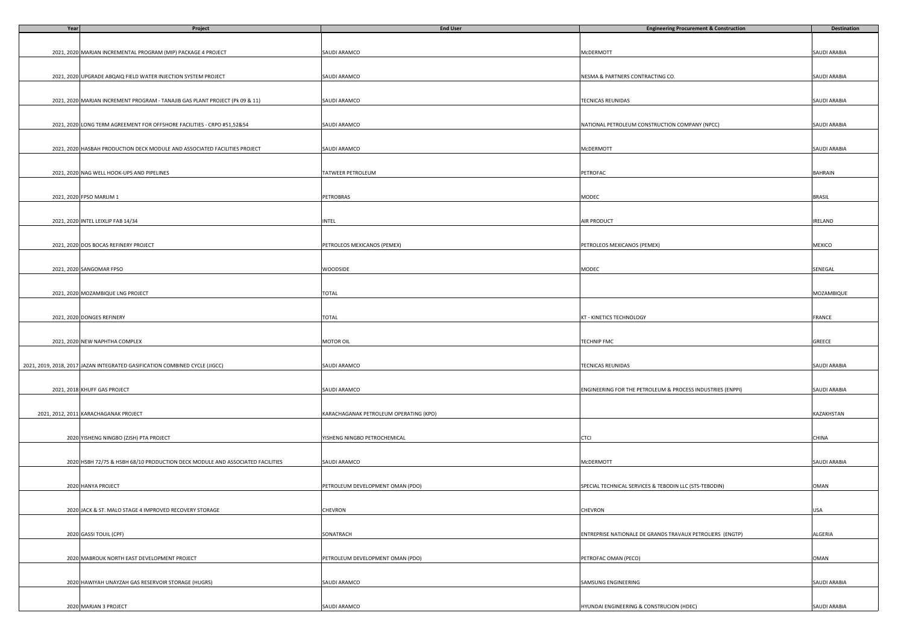| Year | Project | End User | Engineering Procurement & Construction | Destination |
|---|---|---|---|---|
| 2021, 2020 | MARJAN INCREMENTAL PROGRAM (MIP) PACKAGE 4 PROJECT | SAUDI ARAMCO | McDERMOTT | SAUDI ARABIA |
| 2021, 2020 | UPGRADE ABQAIQ FIELD WATER INJECTION SYSTEM PROJECT | SAUDI ARAMCO | NESMA & PARTNERS CONTRACTING CO. | SAUDI ARABIA |
| 2021, 2020 | MARJAN INCREMENT PROGRAM - TANAJIB GAS PLANT PROJECT (Pk 09 & 11) | SAUDI ARAMCO | TECNICAS REUNIDAS | SAUDI ARABIA |
| 2021, 2020 | LONG TERM AGREEMENT FOR OFFSHORE FACILITIES - CRPO #51,52&54 | SAUDI ARAMCO | NATIONAL PETROLEUM CONSTRUCTION COMPANY (NPCC) | SAUDI ARABIA |
| 2021, 2020 | HASBAH PRODUCTION DECK MODULE AND ASSOCIATED FACILITIES PROJECT | SAUDI ARAMCO | McDERMOTT | SAUDI ARABIA |
| 2021, 2020 | NAG WELL HOOK-UPS AND PIPELINES | TATWEER PETROLEUM | PETROFAC | BAHRAIN |
| 2021, 2020 | FPSO MARLIM 1 | PETROBRAS | MODEC | BRASIL |
| 2021, 2020 | INTEL LEIXLIP FAB 14/34 | INTEL | AIR PRODUCT | IRELAND |
| 2021, 2020 | DOS BOCAS REFINERY PROJECT | PETROLEOS MEXICANOS (PEMEX) | PETROLEOS MEXICANOS (PEMEX) | MEXICO |
| 2021, 2020 | SANGOMAR FPSO | WOODSIDE | MODEC | SENEGAL |
| 2021, 2020 | MOZAMBIQUE LNG PROJECT | TOTAL | | MOZAMBIQUE |
| 2021, 2020 | DONGES REFINERY | TOTAL | KT - KINETICS TECHNOLOGY | FRANCE |
| 2021, 2020 | NEW NAPHTHA COMPLEX | MOTOR OIL | TECHNIP FMC | GREECE |
| 2021, 2019, 2018, 2017 | JAZAN INTEGRATED GASIFICATION COMBINED CYCLE (JIGCC) | SAUDI ARAMCO | TECNICAS REUNIDAS | SAUDI ARABIA |
| 2021, 2018 | KHUFF GAS PROJECT | SAUDI ARAMCO | ENGINEERING FOR THE PETROLEUM & PROCESS INDUSTRIES (ENPPI) | SAUDI ARABIA |
| 2021, 2012, 2011 | KARACHAGANAK PROJECT | KARACHAGANAK PETROLEUM OPERATING (KPO) | | KAZAKHSTAN |
| 2020 | YISHENG NINGBO (ZJSH) PTA PROJECT | YISHENG NINGBO PETROCHEMICAL | CTCI | CHINA |
| 2020 | HSBH 72/75 & HSBH 68/10 PRODUCTION DECK MODULE AND ASSOCIATED FACILITIES | SAUDI ARAMCO | McDERMOTT | SAUDI ARABIA |
| 2020 | HANYA PROJECT | PETROLEUM DEVELOPMENT OMAN (PDO) | SPECIAL TECHNICAL SERVICES & TEBODIN LLC (STS-TEBODIN) | OMAN |
| 2020 | JACK & ST. MALO STAGE 4 IMPROVED RECOVERY STORAGE | CHEVRON | CHEVRON | USA |
| 2020 | GASSI TOUIL (CPF) | SONATRACH | ENTREPRISE NATIONALE DE GRANDS TRAVAUX PETROLIERS (ENGTP) | ALGERIA |
| 2020 | MABROUK NORTH EAST DEVELOPMENT PROJECT | PETROLEUM DEVELOPMENT OMAN (PDO) | PETROFAC OMAN (PECO) | OMAN |
| 2020 | HAWIYAH UNAYZAH GAS RESERVOIR STORAGE (HUGRS) | SAUDI ARAMCO | SAMSUNG ENGINEERING | SAUDI ARABIA |
| 2020 | MARJAN 3 PROJECT | SAUDI ARAMCO | HYUNDAI ENGINEERING & CONSTRUCION (HDEC) | SAUDI ARABIA |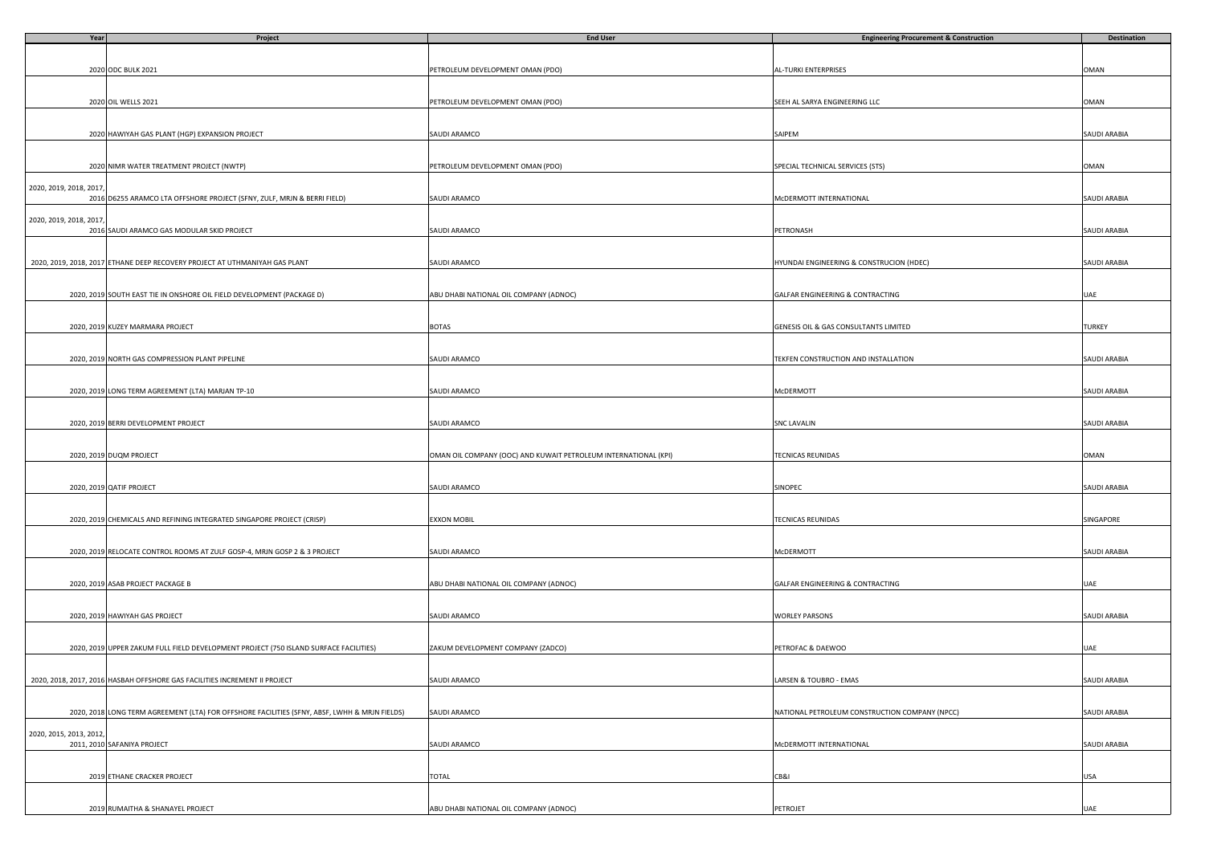| Year | Project | End User | Engineering Procurement & Construction | Destination |
|---|---|---|---|---|
| 2020 | ODC BULK 2021 | PETROLEUM DEVELOPMENT OMAN (PDO) | AL-TURKI ENTERPRISES | OMAN |
| 2020 | OIL WELLS 2021 | PETROLEUM DEVELOPMENT OMAN (PDO) | SEEH AL SARYA ENGINEERING LLC | OMAN |
| 2020 | HAWIYAH GAS PLANT (HGP) EXPANSION PROJECT | SAUDI ARAMCO | SAIPEM | SAUDI ARABIA |
| 2020 | NIMR WATER TREATMENT PROJECT (NWTP) | PETROLEUM DEVELOPMENT OMAN (PDO) | SPECIAL TECHNICAL SERVICES (STS) | OMAN |
| 2020, 2019, 2018, 2017, 2016 | D6255 ARAMCO LTA OFFSHORE PROJECT (SFNY, ZULF, MRJN & BERRI FIELD) | SAUDI ARAMCO | McDERMOTT INTERNATIONAL | SAUDI ARABIA |
| 2020, 2019, 2018, 2017, 2016 | SAUDI ARAMCO GAS MODULAR SKID PROJECT | SAUDI ARAMCO | PETRONASH | SAUDI ARABIA |
| 2020, 2019, 2018, 2017 | ETHANE DEEP RECOVERY PROJECT AT UTHMANIYAH GAS PLANT | SAUDI ARAMCO | HYUNDAI ENGINEERING & CONSTRUCION (HDEC) | SAUDI ARABIA |
| 2020, 2019 | SOUTH EAST TIE IN ONSHORE OIL FIELD DEVELOPMENT (PACKAGE D) | ABU DHABI NATIONAL OIL COMPANY (ADNOC) | GALFAR ENGINEERING & CONTRACTING | UAE |
| 2020, 2019 | KUZEY MARMARA PROJECT | BOTAS | GENESIS OIL & GAS CONSULTANTS LIMITED | TURKEY |
| 2020, 2019 | NORTH GAS COMPRESSION PLANT PIPELINE | SAUDI ARAMCO | TEKFEN CONSTRUCTION AND INSTALLATION | SAUDI ARABIA |
| 2020, 2019 | LONG TERM AGREEMENT (LTA) MARJAN TP-10 | SAUDI ARAMCO | McDERMOTT | SAUDI ARABIA |
| 2020, 2019 | BERRI DEVELOPMENT PROJECT | SAUDI ARAMCO | SNC LAVALIN | SAUDI ARABIA |
| 2020, 2019 | DUQM PROJECT | OMAN OIL COMPANY (OOC) AND KUWAIT PETROLEUM INTERNATIONAL (KPI) | TECNICAS REUNIDAS | OMAN |
| 2020, 2019 | QATIF PROJECT | SAUDI ARAMCO | SINOPEC | SAUDI ARABIA |
| 2020, 2019 | CHEMICALS AND REFINING INTEGRATED SINGAPORE PROJECT (CRISP) | EXXON MOBIL | TECNICAS REUNIDAS | SINGAPORE |
| 2020, 2019 | RELOCATE CONTROL ROOMS AT ZULF GOSP-4, MRJN GOSP 2 & 3 PROJECT | SAUDI ARAMCO | McDERMOTT | SAUDI ARABIA |
| 2020, 2019 | ASAB PROJECT PACKAGE B | ABU DHABI NATIONAL OIL COMPANY (ADNOC) | GALFAR ENGINEERING & CONTRACTING | UAE |
| 2020, 2019 | HAWIYAH GAS PROJECT | SAUDI ARAMCO | WORLEY PARSONS | SAUDI ARABIA |
| 2020, 2019 | UPPER ZAKUM FULL FIELD DEVELOPMENT PROJECT (750 ISLAND SURFACE FACILITIES) | ZAKUM DEVELOPMENT COMPANY (ZADCO) | PETROFAC & DAEWOO | UAE |
| 2020, 2018, 2017, 2016 | HASBAH OFFSHORE GAS FACILITIES INCREMENT II PROJECT | SAUDI ARAMCO | LARSEN & TOUBRO - EMAS | SAUDI ARABIA |
| 2020, 2018 | LONG TERM AGREEMENT (LTA) FOR OFFSHORE FACILITIES (SFNY, ABSF, LWHH & MRJN FIELDS) | SAUDI ARAMCO | NATIONAL PETROLEUM CONSTRUCTION COMPANY (NPCC) | SAUDI ARABIA |
| 2020, 2015, 2013, 2012, 2011, 2010 | SAFANIYA PROJECT | SAUDI ARAMCO | McDERMOTT INTERNATIONAL | SAUDI ARABIA |
| 2019 | ETHANE CRACKER PROJECT | TOTAL | CB&I | USA |
| 2019 | RUMAITHA & SHANAYEL PROJECT | ABU DHABI NATIONAL OIL COMPANY (ADNOC) | PETROJET | UAE |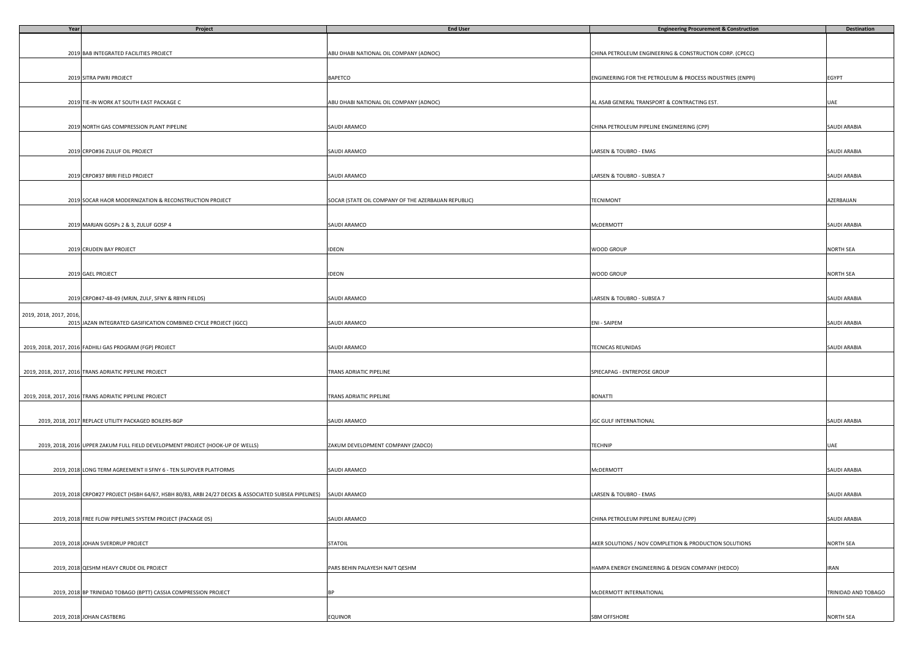| Year | Project | End User | Engineering Procurement & Construction | Destination |
|---|---|---|---|---|
| 2019 | BAB INTEGRATED FACILITIES PROJECT | ABU DHABI NATIONAL OIL COMPANY (ADNOC) | CHINA PETROLEUM ENGINEERING & CONSTRUCTION CORP. (CPECC) | |
| 2019 | SITRA PWRI PROJECT | BAPETCO | ENGINEERING FOR THE PETROLEUM & PROCESS INDUSTRIES (ENPPI) | EGYPT |
| 2019 | TIE-IN WORK AT SOUTH EAST PACKAGE C | ABU DHABI NATIONAL OIL COMPANY (ADNOC) | AL ASAB GENERAL TRANSPORT & CONTRACTING EST. | UAE |
| 2019 | NORTH GAS COMPRESSION PLANT PIPELINE | SAUDI ARAMCO | CHINA PETROLEUM PIPELINE ENGINEERING (CPP) | SAUDI ARABIA |
| 2019 | CRPO#36 ZULUF OIL PROJECT | SAUDI ARAMCO | LARSEN & TOUBRO - EMAS | SAUDI ARABIA |
| 2019 | CRPO#37 BRRI FIELD PROJECT | SAUDI ARAMCO | LARSEN & TOUBRO - SUBSEA 7 | SAUDI ARABIA |
| 2019 | SOCAR HAOR MODERNIZATION & RECONSTRUCTION PROJECT | SOCAR (STATE OIL COMPANY OF THE AZERBAIJAN REPUBLIC) | TECNIMONT | AZERBAIJAN |
| 2019 | MARJAN GOSPs 2 & 3, ZULUF GOSP 4 | SAUDI ARAMCO | McDERMOTT | SAUDI ARABIA |
| 2019 | CRUDEN BAY PROJECT | IDEON | WOOD GROUP | NORTH SEA |
| 2019 | GAEL PROJECT | IDEON | WOOD GROUP | NORTH SEA |
| 2019 | CRPO#47-48-49 (MRJN, ZULF, SFNY & RBYN FIELDS) | SAUDI ARAMCO | LARSEN & TOUBRO - SUBSEA 7 | SAUDI ARABIA |
| 2019, 2018, 2017, 2016, 2015 | JAZAN INTEGRATED GASIFICATION COMBINED CYCLE PROJECT (IGCC) | SAUDI ARAMCO | ENI - SAIPEM | SAUDI ARABIA |
| 2019, 2018, 2017, 2016 | FADHILI GAS PROGRAM (FGP) PROJECT | SAUDI ARAMCO | TECNICAS REUNIDAS | SAUDI ARABIA |
| 2019, 2018, 2017, 2016 | TRANS ADRIATIC PIPELINE PROJECT | TRANS ADRIATIC PIPELINE | SPIECAPAG - ENTREPOSE GROUP | |
| 2019, 2018, 2017, 2016 | TRANS ADRIATIC PIPELINE PROJECT | TRANS ADRIATIC PIPELINE | BONATTI | |
| 2019, 2018, 2017 | REPLACE UTILITY PACKAGED BOILERS-BGP | SAUDI ARAMCO | JGC GULF INTERNATIONAL | SAUDI ARABIA |
| 2019, 2018, 2016 | UPPER ZAKUM FULL FIELD DEVELOPMENT PROJECT (HOOK-UP OF WELLS) | ZAKUM DEVELOPMENT COMPANY (ZADCO) | TECHNIP | UAE |
| 2019, 2018 | LONG TERM AGREEMENT II SFNY 6 - TEN SLIPOVER PLATFORMS | SAUDI ARAMCO | McDERMOTT | SAUDI ARABIA |
| 2019, 2018 | CRPO#27 PROJECT (HSBH 64/67, HSBH 80/83, ARBI 24/27 DECKS & ASSOCIATED SUBSEA PIPELINES) | SAUDI ARAMCO | LARSEN & TOUBRO - EMAS | SAUDI ARABIA |
| 2019, 2018 | FREE FLOW PIPELINES SYSTEM PROJECT (PACKAGE 05) | SAUDI ARAMCO | CHINA PETROLEUM PIPELINE BUREAU (CPP) | SAUDI ARABIA |
| 2019, 2018 | JOHAN SVERDRUP PROJECT | STATOIL | AKER SOLUTIONS / NOV COMPLETION & PRODUCTION SOLUTIONS | NORTH SEA |
| 2019, 2018 | QESHM HEAVY CRUDE OIL PROJECT | PARS BEHIN PALAYESH NAFT QESHM | HAMPA ENERGY ENGINEERING & DESIGN COMPANY (HEDCO) | IRAN |
| 2019, 2018 | BP TRINIDAD TOBAGO (BPTT) CASSIA COMPRESSION PROJECT | BP | McDERMOTT INTERNATIONAL | TRINIDAD AND TOBAGO |
| 2019, 2018 | JOHAN CASTBERG | EQUINOR | SBM OFFSHORE | NORTH SEA |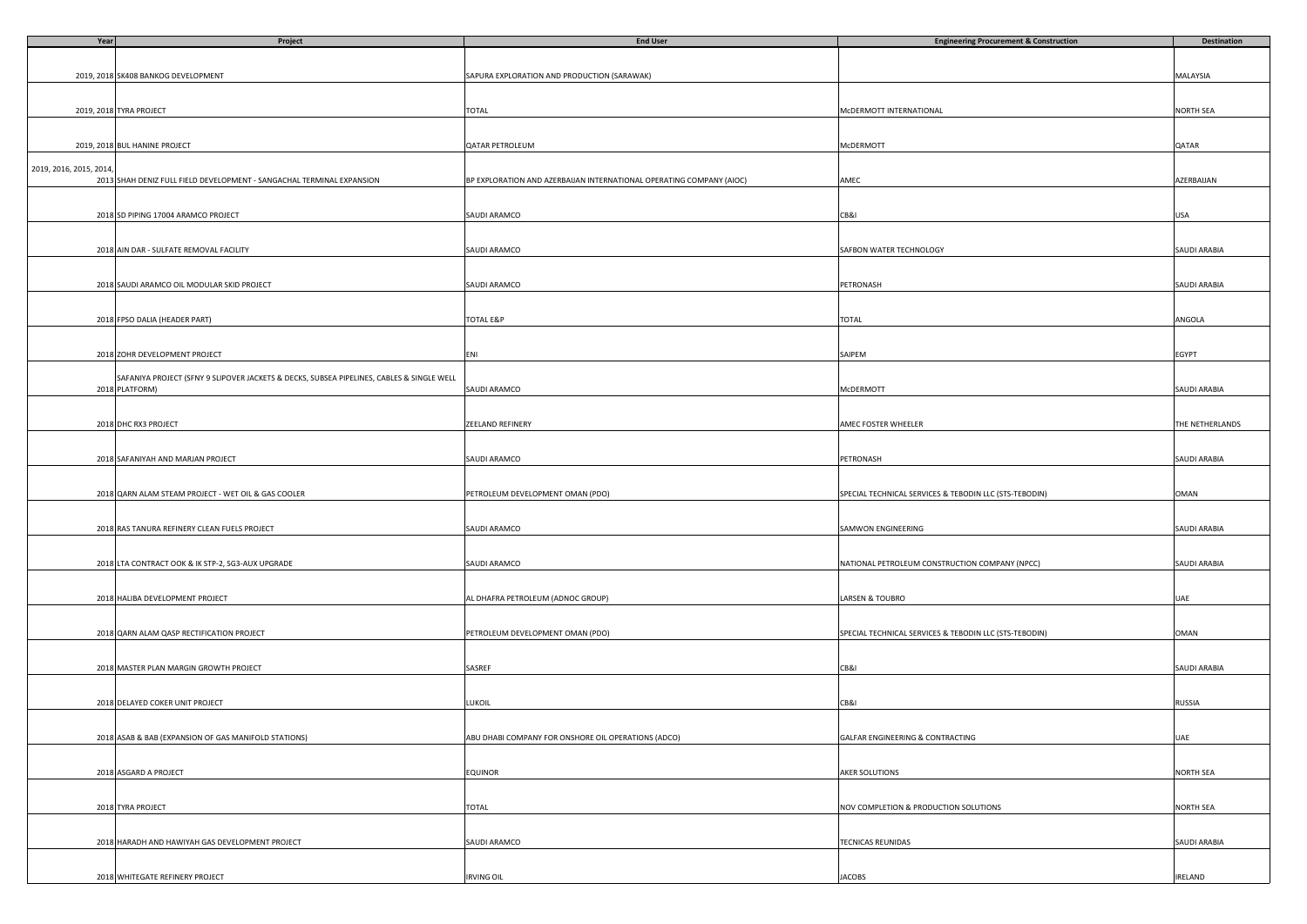| Year | Project | End User | Engineering Procurement & Construction | Destination |
| --- | --- | --- | --- | --- |
| 2019, 2018 | SK408 BANKOG DEVELOPMENT | SAPURA EXPLORATION AND PRODUCTION (SARAWAK) | | MALAYSIA |
| 2019, 2018 | TYRA PROJECT | TOTAL | McDERMOTT INTERNATIONAL | NORTH SEA |
| 2019, 2018 | BUL HANINE PROJECT | QATAR PETROLEUM | McDERMOTT | QATAR |
| 2019, 2016, 2015, 2014, 2013 | SHAH DENIZ FULL FIELD DEVELOPMENT - SANGACHAL TERMINAL EXPANSION | BP EXPLORATION AND AZERBAIJAN INTERNATIONAL OPERATING COMPANY (AIOC) | AMEC | AZERBAIJAN |
| 2018 | SD PIPING 17004 ARAMCO PROJECT | SAUDI ARAMCO | CB&I | USA |
| 2018 | AIN DAR - SULFATE REMOVAL FACILITY | SAUDI ARAMCO | SAFBON WATER TECHNOLOGY | SAUDI ARABIA |
| 2018 | SAUDI ARAMCO OIL MODULAR SKID PROJECT | SAUDI ARAMCO | PETRONASH | SAUDI ARABIA |
| 2018 | FPSO DALIA (HEADER PART) | TOTAL E&P | TOTAL | ANGOLA |
| 2018 | ZOHR DEVELOPMENT PROJECT | ENI | SAIPEM | EGYPT |
| 2018 | SAFANIYA PROJECT (SFNY 9 SLIPOVER JACKETS & DECKS, SUBSEA PIPELINES, CABLES & SINGLE WELL PLATFORM) | SAUDI ARAMCO | McDERMOTT | SAUDI ARABIA |
| 2018 | DHC RX3 PROJECT | ZEELAND REFINERY | AMEC FOSTER WHEELER | THE NETHERLANDS |
| 2018 | SAFANIYAH AND MARJAN PROJECT | SAUDI ARAMCO | PETRONASH | SAUDI ARABIA |
| 2018 | QARN ALAM STEAM PROJECT - WET OIL & GAS COOLER | PETROLEUM DEVELOPMENT OMAN (PDO) | SPECIAL TECHNICAL SERVICES & TEBODIN LLC (STS-TEBODIN) | OMAN |
| 2018 | RAS TANURA REFINERY CLEAN FUELS PROJECT | SAUDI ARAMCO | SAMWON ENGINEERING | SAUDI ARABIA |
| 2018 | LTA CONTRACT OOK & IK STP-2, SG3-AUX UPGRADE | SAUDI ARAMCO | NATIONAL PETROLEUM CONSTRUCTION COMPANY (NPCC) | SAUDI ARABIA |
| 2018 | HALIBA DEVELOPMENT PROJECT | AL DHAFRA PETROLEUM (ADNOC GROUP) | LARSEN & TOUBRO | UAE |
| 2018 | QARN ALAM QASP RECTIFICATION PROJECT | PETROLEUM DEVELOPMENT OMAN (PDO) | SPECIAL TECHNICAL SERVICES & TEBODIN LLC (STS-TEBODIN) | OMAN |
| 2018 | MASTER PLAN MARGIN GROWTH PROJECT | SASREF | CB&I | SAUDI ARABIA |
| 2018 | DELAYED COKER UNIT PROJECT | LUKOIL | CB&I | RUSSIA |
| 2018 | ASAB & BAB (EXPANSION OF GAS MANIFOLD STATIONS) | ABU DHABI COMPANY FOR ONSHORE OIL OPERATIONS (ADCO) | GALFAR ENGINEERING & CONTRACTING | UAE |
| 2018 | ASGARD A PROJECT | EQUINOR | AKER SOLUTIONS | NORTH SEA |
| 2018 | TYRA PROJECT | TOTAL | NOV COMPLETION & PRODUCTION SOLUTIONS | NORTH SEA |
| 2018 | HARADH AND HAWIYAH GAS DEVELOPMENT PROJECT | SAUDI ARAMCO | TECNICAS REUNIDAS | SAUDI ARABIA |
| 2018 | WHITEGATE REFINERY PROJECT | IRVING OIL | JACOBS | IRELAND |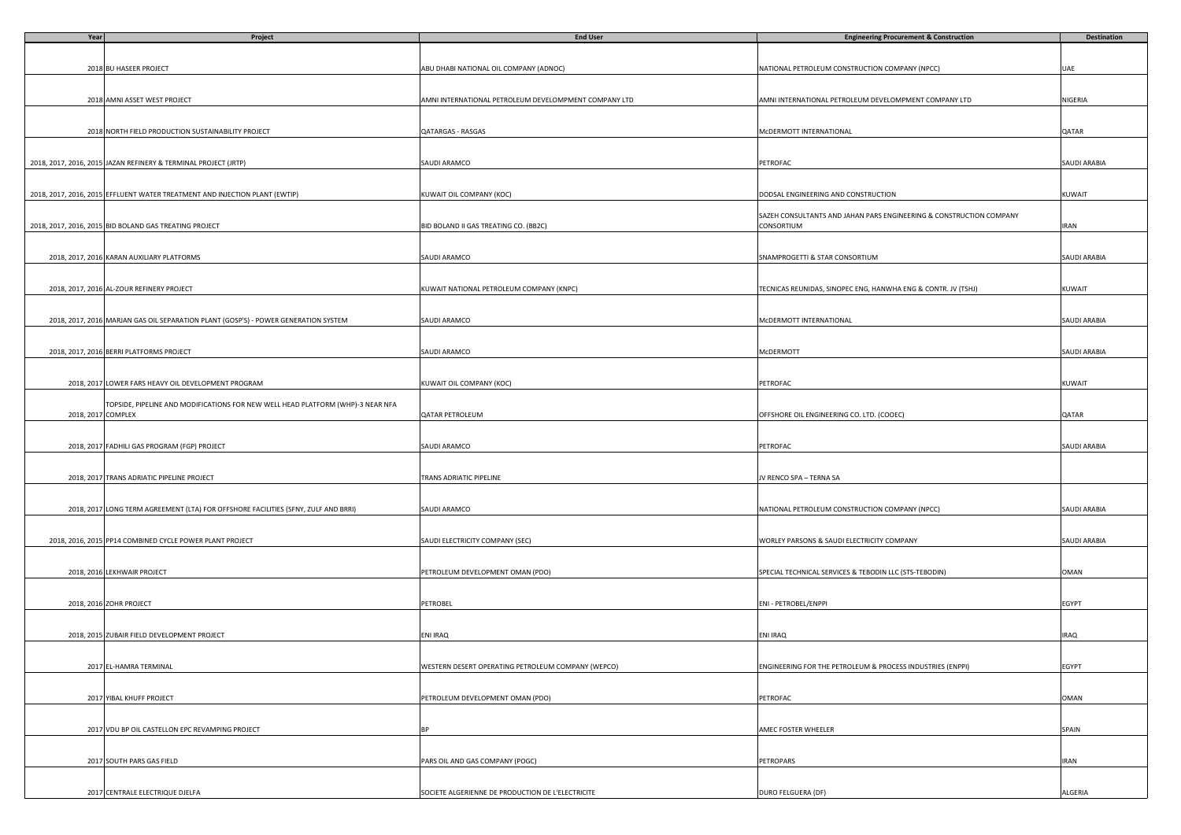| Year | Project | End User | Engineering Procurement & Construction | Destination |
|---|---|---|---|---|
| 2018 | BU HASEER PROJECT | ABU DHABI NATIONAL OIL COMPANY (ADNOC) | NATIONAL PETROLEUM CONSTRUCTION COMPANY (NPCC) | UAE |
| 2018 | AMNI ASSET WEST PROJECT | AMNI INTERNATIONAL PETROLEUM DEVELOMPMENT COMPANY LTD | AMNI INTERNATIONAL PETROLEUM DEVELOMPMENT COMPANY LTD | NIGERIA |
| 2018 | NORTH FIELD PRODUCTION SUSTAINABILITY PROJECT | QATARGAS - RASGAS | McDERMOTT INTERNATIONAL | QATAR |
| 2018, 2017, 2016, 2015 | JAZAN REFINERY & TERMINAL PROJECT (JRTP) | SAUDI ARAMCO | PETROFAC | SAUDI ARABIA |
| 2018, 2017, 2016, 2015 | EFFLUENT WATER TREATMENT AND INJECTION PLANT (EWTIP) | KUWAIT OIL COMPANY (KOC) | DODSAL ENGINEERING AND CONSTRUCTION | KUWAIT |
| 2018, 2017, 2016, 2015 | BID BOLAND GAS TREATING PROJECT | BID BOLAND II GAS TREATING CO. (BB2C) | SAZEH CONSULTANTS AND JAHAN PARS ENGINEERING & CONSTRUCTION COMPANY CONSORTIUM | IRAN |
| 2018, 2017, 2016 | KARAN AUXILIARY PLATFORMS | SAUDI ARAMCO | SNAMPROGETTI & STAR CONSORTIUM | SAUDI ARABIA |
| 2018, 2017, 2016 | AL-ZOUR REFINERY PROJECT | KUWAIT NATIONAL PETROLEUM COMPANY (KNPC) | TECNICAS REUNIDAS, SINOPEC ENG, HANWHA ENG & CONTR. JV (TSHJ) | KUWAIT |
| 2018, 2017, 2016 | MARJAN GAS OIL SEPARATION PLANT (GOSP'S) - POWER GENERATION SYSTEM | SAUDI ARAMCO | McDERMOTT INTERNATIONAL | SAUDI ARABIA |
| 2018, 2017, 2016 | BERRI PLATFORMS PROJECT | SAUDI ARAMCO | McDERMOTT | SAUDI ARABIA |
| 2018, 2017 | LOWER FARS HEAVY OIL DEVELOPMENT PROGRAM | KUWAIT OIL COMPANY (KOC) | PETROFAC | KUWAIT |
| 2018, 2017 | TOPSIDE, PIPELINE AND MODIFICATIONS FOR NEW WELL HEAD PLATFORM (WHP)-3 NEAR NFA COMPLEX | QATAR PETROLEUM | OFFSHORE OIL ENGINEERING CO. LTD. (COOEC) | QATAR |
| 2018, 2017 | FADHILI GAS PROGRAM (FGP) PROJECT | SAUDI ARAMCO | PETROFAC | SAUDI ARABIA |
| 2018, 2017 | TRANS ADRIATIC PIPELINE PROJECT | TRANS ADRIATIC PIPELINE | JV RENCO SPA – TERNA SA | |
| 2018, 2017 | LONG TERM AGREEMENT (LTA) FOR OFFSHORE FACILITIES (SFNY, ZULF AND BRRI) | SAUDI ARAMCO | NATIONAL PETROLEUM CONSTRUCTION COMPANY (NPCC) | SAUDI ARABIA |
| 2018, 2016, 2015 | PP14 COMBINED CYCLE POWER PLANT PROJECT | SAUDI ELECTRICITY COMPANY (SEC) | WORLEY PARSONS & SAUDI ELECTRICITY COMPANY | SAUDI ARABIA |
| 2018, 2016 | LEKHWAIR PROJECT | PETROLEUM DEVELOPMENT OMAN (PDO) | SPECIAL TECHNICAL SERVICES & TEBODIN LLC (STS-TEBODIN) | OMAN |
| 2018, 2016 | ZOHR PROJECT | PETROBEL | ENI - PETROBEL/ENPPI | EGYPT |
| 2018, 2015 | ZUBAIR FIELD DEVELOPMENT PROJECT | ENI IRAQ | ENI IRAQ | IRAQ |
| 2017 | EL-HAMRA TERMINAL | WESTERN DESERT OPERATING PETROLEUM COMPANY (WEPCO) | ENGINEERING FOR THE PETROLEUM & PROCESS INDUSTRIES (ENPPI) | EGYPT |
| 2017 | YIBAL KHUFF PROJECT | PETROLEUM DEVELOPMENT OMAN (PDO) | PETROFAC | OMAN |
| 2017 | VDU BP OIL CASTELLON EPC REVAMPING PROJECT | BP | AMEC FOSTER WHEELER | SPAIN |
| 2017 | SOUTH PARS GAS FIELD | PARS OIL AND GAS COMPANY (POGC) | PETROPARS | IRAN |
| 2017 | CENTRALE ELECTRIQUE DJELFA | SOCIETE ALGERIENNE DE PRODUCTION DE L'ELECTRICITE | DURO FELGUERA (DF) | ALGERIA |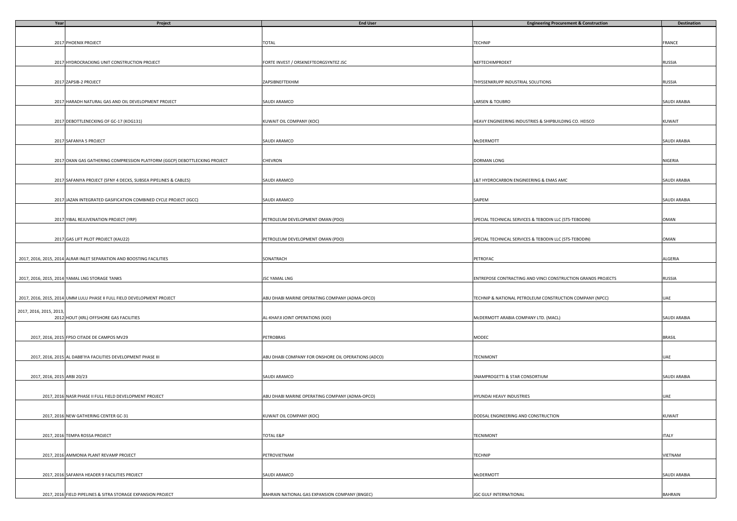| Year | Project | End User | Engineering Procurement & Construction | Destination |
|---|---|---|---|---|
| 2017 | PHOENIX PROJECT | TOTAL | TECHNIP | FRANCE |
| 2017 | HYDROCRACKING UNIT CONSTRUCTION PROJECT | FORTE INVEST / ORSKNEFTEORGSYNTEZ JSC | NEFTECHIMPROEKT | RUSSIA |
| 2017 | ZAPSIB-2 PROJECT | ZAPSIBNEFTEKHIM | THYSSENKRUPP INDUSTRIAL SOLUTIONS | RUSSIA |
| 2017 | HARADH NATURAL GAS AND OIL DEVELOPMENT PROJECT | SAUDI ARAMCO | LARSEN & TOUBRO | SAUDI ARABIA |
| 2017 | DEBOTTLENECKING OF GC-17 (KOG131) | KUWAIT OIL COMPANY (KOC) | HEAVY ENGINEERING INDUSTRIES & SHIPBUILDING CO. HEISCO | KUWAIT |
| 2017 | SAFANYA 5 PROJECT | SAUDI ARAMCO | McDERMOTT | SAUDI ARABIA |
| 2017 | OKAN GAS GATHERING COMPRESSION PLATFORM (GGCP) DEBOTTLECKING PROJECT | CHEVRON | DORMAN LONG | NIGERIA |
| 2017 | SAFANIYA PROJECT (SFNY 4 DECKS, SUBSEA PIPELINES & CABLES) | SAUDI ARAMCO | L&T HYDROCARBON ENGINEERING & EMAS AMC | SAUDI ARABIA |
| 2017 | JAZAN INTEGRATED GASIFICATION COMBINED CYCLE PROJECT (IGCC) | SAUDI ARAMCO | SAIPEM | SAUDI ARABIA |
| 2017 | YIBAL REJUVENATION PROJECT (YRP) | PETROLEUM DEVELOPMENT OMAN (PDO) | SPECIAL TECHNICAL SERVICES & TEBODIN LLC (STS-TEBODIN) | OMAN |
| 2017 | GAS LIFT PILOT PROJECT (KAU22) | PETROLEUM DEVELOPMENT OMAN (PDO) | SPECIAL TECHNICAL SERVICES & TEBODIN LLC (STS-TEBODIN) | OMAN |
| 2017, 2016, 2015, 2014 | ALRAR INLET SEPARATION AND BOOSTING FACILITIES | SONATRACH | PETROFAC | ALGERIA |
| 2017, 2016, 2015, 2014 | YAMAL LNG STORAGE TANKS | JSC YAMAL LNG | ENTREPOSE CONTRACTING AND VINCI CONSTRUCTION GRANDS PROJECTS | RUSSIA |
| 2017, 2016, 2015, 2014 | UMM LULU PHASE II FULL FIELD DEVELOPMENT PROJECT | ABU DHABI MARINE OPERATING COMPANY (ADMA-OPCO) | TECHNIP & NATIONAL PETROLEUM CONSTRUCTION COMPANY (NPCC) | UAE |
| 2017, 2016, 2015, 2013, 2012 | HOUT (KRL) OFFSHORE GAS FACILITIES | AL-KHAFJI JOINT OPERATIONS (KJO) | McDERMOTT ARABIA COMPANY LTD. (MACL) | SAUDI ARABIA |
| 2017, 2016, 2015 | FPSO CITADE DE CAMPOS MV29 | PETROBRAS | MODEC | BRASIL |
| 2017, 2016, 2015 | AL DABB'IYA FACILITIES DEVELOPMENT PHASE III | ABU DHABI COMPANY FOR ONSHORE OIL OPERATIONS (ADCO) | TECNIMONT | UAE |
| 2017, 2016, 2015 | ARBI 20/23 | SAUDI ARAMCO | SNAMPROGETTI & STAR CONSORTIUM | SAUDI ARABIA |
| 2017, 2016 | NASR PHASE II FULL FIELD DEVELOPMENT PROJECT | ABU DHABI MARINE OPERATING COMPANY (ADMA-OPCO) | HYUNDAI HEAVY INDUSTRIES | UAE |
| 2017, 2016 | NEW GATHERING CENTER GC-31 | KUWAIT OIL COMPANY (KOC) | DODSAL ENGINEERING AND CONSTRUCTION | KUWAIT |
| 2017, 2016 | TEMPA ROSSA PROJECT | TOTAL E&P | TECNIMONT | ITALY |
| 2017, 2016 | AMMONIA PLANT REVAMP PROJECT | PETROVIETNAM | TECHNIP | VIETNAM |
| 2017, 2016 | SAFANYA HEADER 9 FACILITIES PROJECT | SAUDI ARAMCO | McDERMOTT | SAUDI ARABIA |
| 2017, 2016 | FIELD PIPELINES & SITRA STORAGE EXPANSION PROJECT | BAHRAIN NATIONAL GAS EXPANSION COMPANY (BNGEC) | JGC GULF INTERNATIONAL | BAHRAIN |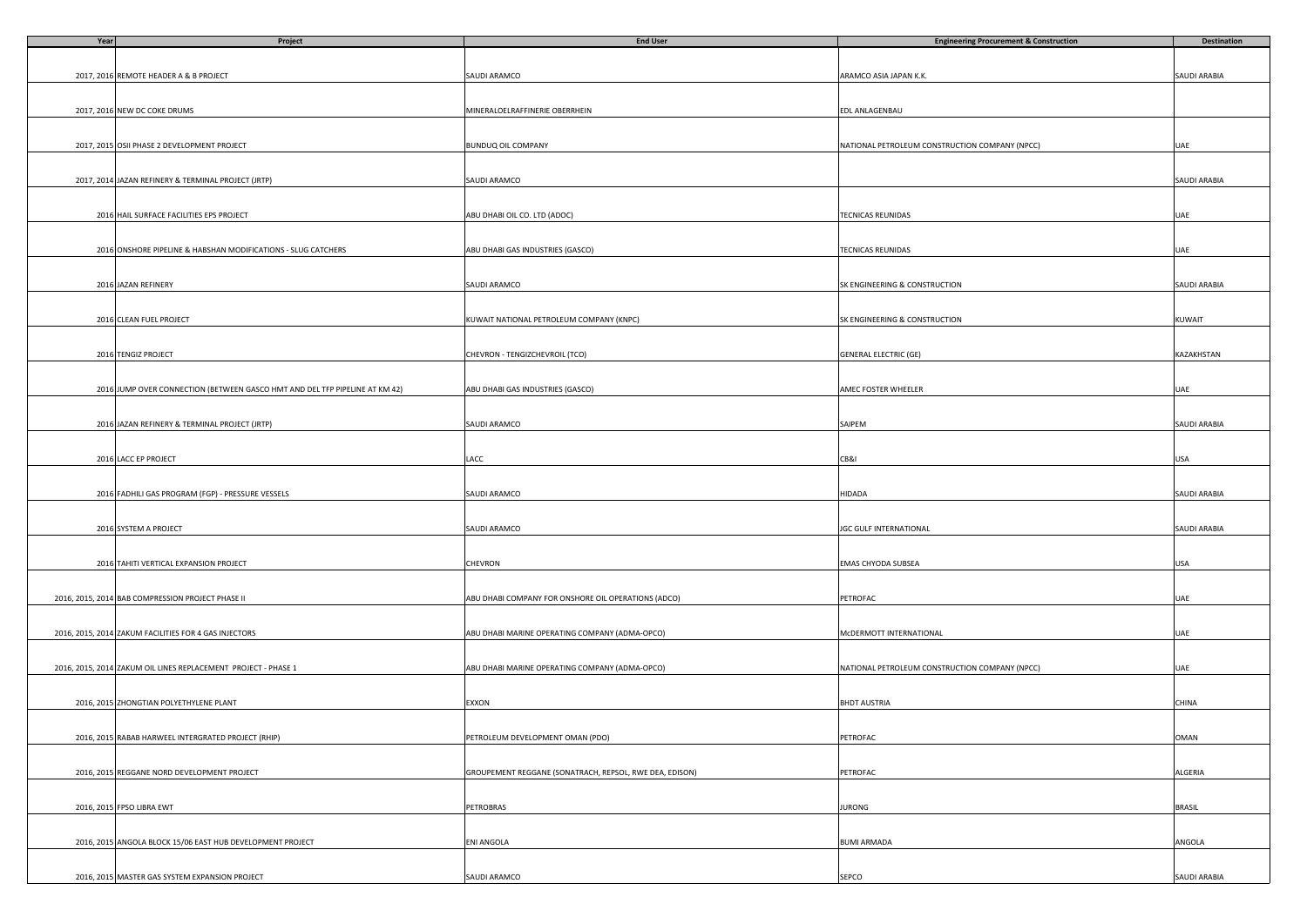| Year | Project | End User | Engineering Procurement & Construction | Destination |
|---|---|---|---|---|
| 2017, 2016 | REMOTE HEADER A & B PROJECT | SAUDI ARAMCO | ARAMCO ASIA JAPAN K.K. | SAUDI ARABIA |
| 2017, 2016 | NEW DC COKE DRUMS | MINERALOELRAFFINERIE OBERRHEIN | EDL ANLAGENBAU | |
| 2017, 2015 | OSII PHASE 2 DEVELOPMENT PROJECT | BUNDUQ OIL COMPANY | NATIONAL PETROLEUM CONSTRUCTION COMPANY (NPCC) | UAE |
| 2017, 2014 | JAZAN REFINERY & TERMINAL PROJECT (JRTP) | SAUDI ARAMCO | | SAUDI ARABIA |
| 2016 | HAIL SURFACE FACILITIES EPS PROJECT | ABU DHABI OIL CO. LTD (ADOC) | TECNICAS REUNIDAS | UAE |
| 2016 | ONSHORE PIPELINE & HABSHAN MODIFICATIONS - SLUG CATCHERS | ABU DHABI GAS INDUSTRIES (GASCO) | TECNICAS REUNIDAS | UAE |
| 2016 | JAZAN REFINERY | SAUDI ARAMCO | SK ENGINEERING & CONSTRUCTION | SAUDI ARABIA |
| 2016 | CLEAN FUEL PROJECT | KUWAIT NATIONAL PETROLEUM COMPANY (KNPC) | SK ENGINEERING & CONSTRUCTION | KUWAIT |
| 2016 | TENGIZ PROJECT | CHEVRON - TENGIZCHEVROIL (TCO) | GENERAL ELECTRIC (GE) | KAZAKHSTAN |
| 2016 | JUMP OVER CONNECTION (BETWEEN GASCO HMT AND DEL TFP PIPELINE AT KM 42) | ABU DHABI GAS INDUSTRIES (GASCO) | AMEC FOSTER WHEELER | UAE |
| 2016 | JAZAN REFINERY & TERMINAL PROJECT (JRTP) | SAUDI ARAMCO | SAIPEM | SAUDI ARABIA |
| 2016 | LACC EP PROJECT | LACC | CB&I | USA |
| 2016 | FADHILI GAS PROGRAM (FGP) - PRESSURE VESSELS | SAUDI ARAMCO | HIDADA | SAUDI ARABIA |
| 2016 | SYSTEM A PROJECT | SAUDI ARAMCO | JGC GULF INTERNATIONAL | SAUDI ARABIA |
| 2016 | TAHITI VERTICAL EXPANSION PROJECT | CHEVRON | EMAS CHYODA SUBSEA | USA |
| 2016, 2015, 2014 | BAB COMPRESSION PROJECT PHASE II | ABU DHABI COMPANY FOR ONSHORE OIL OPERATIONS (ADCO) | PETROFAC | UAE |
| 2016, 2015, 2014 | ZAKUM FACILITIES FOR 4 GAS INJECTORS | ABU DHABI MARINE OPERATING COMPANY (ADMA-OPCO) | McDERMOTT INTERNATIONAL | UAE |
| 2016, 2015, 2014 | ZAKUM OIL LINES REPLACEMENT PROJECT - PHASE 1 | ABU DHABI MARINE OPERATING COMPANY (ADMA-OPCO) | NATIONAL PETROLEUM CONSTRUCTION COMPANY (NPCC) | UAE |
| 2016, 2015 | ZHONGTIAN POLYETHYLENE PLANT | EXXON | BHDT AUSTRIA | CHINA |
| 2016, 2015 | RABAB HARWEEL INTERGRATED PROJECT (RHIP) | PETROLEUM DEVELOPMENT OMAN (PDO) | PETROFAC | OMAN |
| 2016, 2015 | REGGANE NORD DEVELOPMENT PROJECT | GROUPEMENT REGGANE (SONATRACH, REPSOL, RWE DEA, EDISON) | PETROFAC | ALGERIA |
| 2016, 2015 | FPSO LIBRA EWT | PETROBRAS | JURONG | BRASIL |
| 2016, 2015 | ANGOLA BLOCK 15/06 EAST HUB DEVELOPMENT PROJECT | ENI ANGOLA | BUMI ARMADA | ANGOLA |
| 2016, 2015 | MASTER GAS SYSTEM EXPANSION PROJECT | SAUDI ARAMCO | SEPCO | SAUDI ARABIA |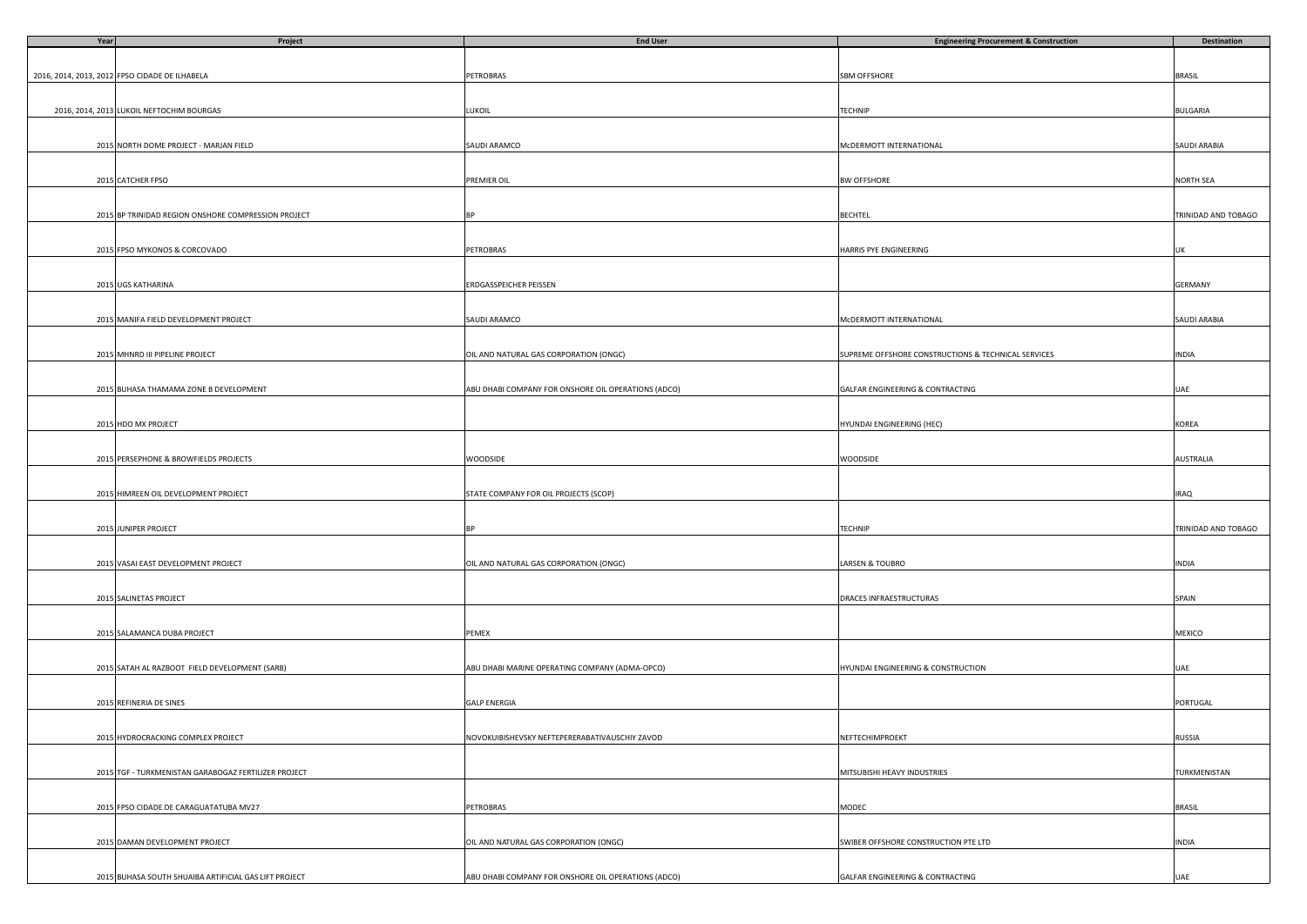| Year | Project | End User | Engineering Procurement & Construction | Destination |
|---|---|---|---|---|
| 2016, 2014, 2013, 2012 | FPSO CIDADE DE ILHABELA | PETROBRAS | SBM OFFSHORE | BRASIL |
| 2016, 2014, 2013 | LUKOIL NEFTOCHIM BOURGAS | LUKOIL | TECHNIP | BULGARIA |
| 2015 | NORTH DOME PROJECT - MARJAN FIELD | SAUDI ARAMCO | McDERMOTT INTERNATIONAL | SAUDI ARABIA |
| 2015 | CATCHER FPSO | PREMIER OIL | BW OFFSHORE | NORTH SEA |
| 2015 | BP TRINIDAD REGION ONSHORE COMPRESSION PROJECT | BP | BECHTEL | TRINIDAD AND TOBAGO |
| 2015 | FPSO MYKONOS & CORCOVADO | PETROBRAS | HARRIS PYE ENGINEERING | UK |
| 2015 | UGS KATHARINA | ERDGASSPEICHER PEISSEN | | GERMANY |
| 2015 | MANIFA FIELD DEVELOPMENT PROJECT | SAUDI ARAMCO | McDERMOTT INTERNATIONAL | SAUDI ARABIA |
| 2015 | MHNRD III PIPELINE PROJECT | OIL AND NATURAL GAS CORPORATION (ONGC) | SUPREME OFFSHORE CONSTRUCTIONS & TECHNICAL SERVICES | INDIA |
| 2015 | BUHASA THAMAMA ZONE B DEVELOPMENT | ABU DHABI COMPANY FOR ONSHORE OIL OPERATIONS (ADCO) | GALFAR ENGINEERING & CONTRACTING | UAE |
| 2015 | HDO MX PROJECT | | HYUNDAI ENGINEERING (HEC) | KOREA |
| 2015 | PERSEPHONE & BROWFIELDS PROJECTS | WOODSIDE | WOODSIDE | AUSTRALIA |
| 2015 | HIMREEN OIL DEVELOPMENT PROJECT | STATE COMPANY FOR OIL PROJECTS (SCOP) | | IRAQ |
| 2015 | JUNIPER PROJECT | BP | TECHNIP | TRINIDAD AND TOBAGO |
| 2015 | VASAI EAST DEVELOPMENT PROJECT | OIL AND NATURAL GAS CORPORATION (ONGC) | LARSEN & TOUBRO | INDIA |
| 2015 | SALINETAS PROJECT | | DRACES INFRAESTRUCTURAS | SPAIN |
| 2015 | SALAMANCA DUBA PROJECT | PEMEX | | MEXICO |
| 2015 | SATAH AL RAZBOOT FIELD DEVELOPMENT (SARB) | ABU DHABI MARINE OPERATING COMPANY (ADMA-OPCO) | HYUNDAI ENGINEERING & CONSTRUCTION | UAE |
| 2015 | REFINERIA DE SINES | GALP ENERGIA | | PORTUGAL |
| 2015 | HYDROCRACKING COMPLEX PROJECT | NOVOKUIBISHEVSKY NEFTEPERERABATIVAUSCHIY ZAVOD | NEFTECHIMPROEKT | RUSSIA |
| 2015 | TGF - TURKMENISTAN GARABOGAZ FERTILIZER PROJECT | | MITSUBISHI HEAVY INDUSTRIES | TURKMENISTAN |
| 2015 | FPSO CIDADE DE CARAGUATATUBA MV27 | PETROBRAS | MODEC | BRASIL |
| 2015 | DAMAN DEVELOPMENT PROJECT | OIL AND NATURAL GAS CORPORATION (ONGC) | SWIBER OFFSHORE CONSTRUCTION PTE LTD | INDIA |
| 2015 | BUHASA SOUTH SHUAIBA ARTIFICIAL GAS LIFT PROJECT | ABU DHABI COMPANY FOR ONSHORE OIL OPERATIONS (ADCO) | GALFAR ENGINEERING & CONTRACTING | UAE |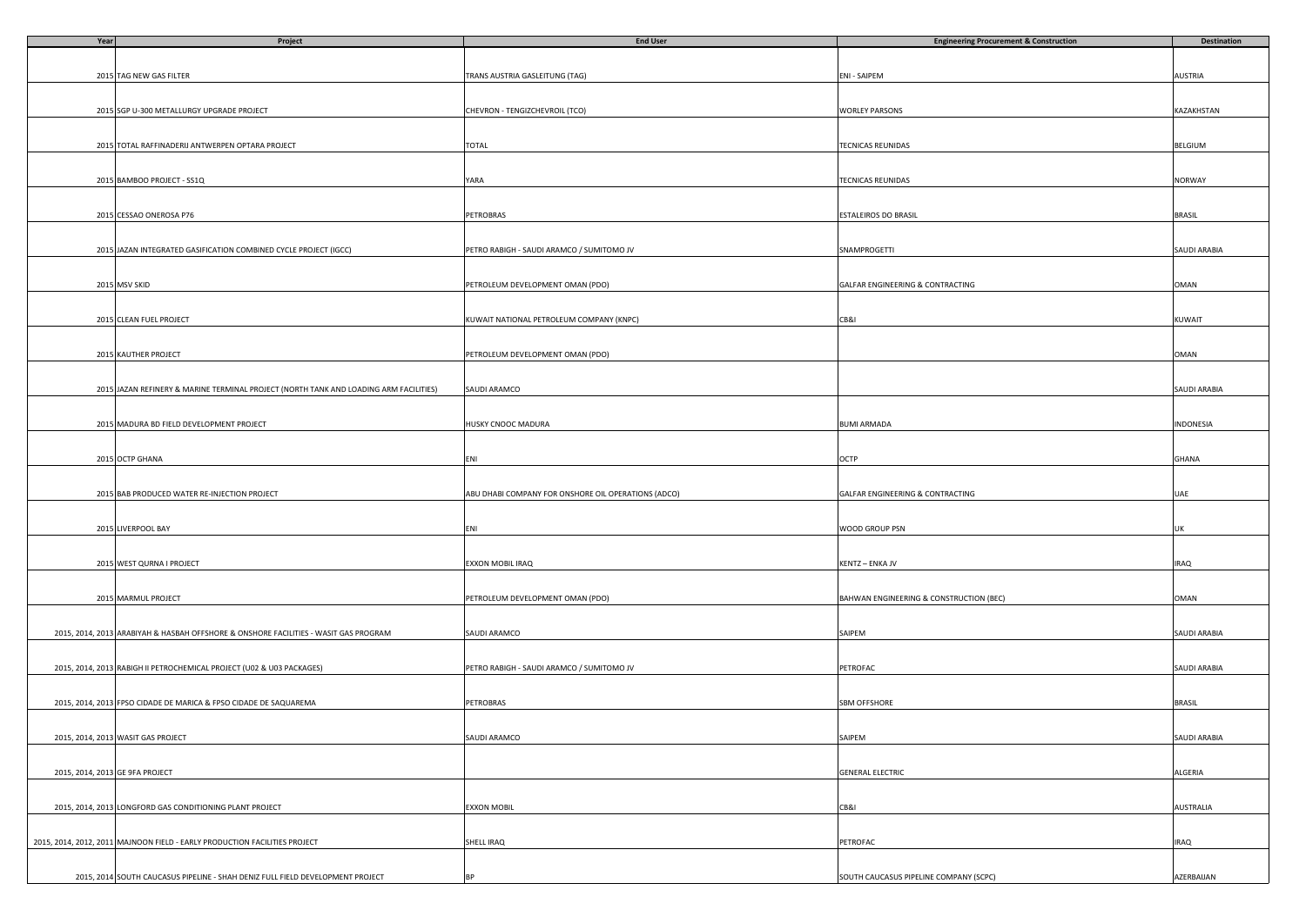| Year | Project | End User | Engineering Procurement & Construction | Destination |
|---|---|---|---|---|
| 2015 | TAG NEW GAS FILTER | TRANS AUSTRIA GASLEITUNG (TAG) | ENI - SAIPEM | AUSTRIA |
| 2015 | SGP U-300 METALLURGY UPGRADE PROJECT | CHEVRON - TENGIZCHEVROIL (TCO) | WORLEY PARSONS | KAZAKHSTAN |
| 2015 | TOTAL RAFFINADERIJ ANTWERPEN OPTARA PROJECT | TOTAL | TECNICAS REUNIDAS | BELGIUM |
| 2015 | BAMBOO PROJECT - SS1Q | YARA | TECNICAS REUNIDAS | NORWAY |
| 2015 | CESSAO ONEROSA P76 | PETROBRAS | ESTALEIROS DO BRASIL | BRASIL |
| 2015 | JAZAN INTEGRATED GASIFICATION COMBINED CYCLE PROJECT (IGCC) | PETRO RABIGH - SAUDI ARAMCO / SUMITOMO JV | SNAMPROGETTI | SAUDI ARABIA |
| 2015 | MSV SKID | PETROLEUM DEVELOPMENT OMAN (PDO) | GALFAR ENGINEERING & CONTRACTING | OMAN |
| 2015 | CLEAN FUEL PROJECT | KUWAIT NATIONAL PETROLEUM COMPANY (KNPC) | CB&I | KUWAIT |
| 2015 | KAUTHER PROJECT | PETROLEUM DEVELOPMENT OMAN (PDO) | | OMAN |
| 2015 | JAZAN REFINERY & MARINE TERMINAL PROJECT (NORTH TANK AND LOADING ARM FACILITIES) | SAUDI ARAMCO | | SAUDI ARABIA |
| 2015 | MADURA BD FIELD DEVELOPMENT PROJECT | HUSKY CNOOC MADURA | BUMI ARMADA | INDONESIA |
| 2015 | OCTP GHANA | ENI | OCTP | GHANA |
| 2015 | BAB PRODUCED WATER RE-INJECTION PROJECT | ABU DHABI COMPANY FOR ONSHORE OIL OPERATIONS (ADCO) | GALFAR ENGINEERING & CONTRACTING | UAE |
| 2015 | LIVERPOOL BAY | ENI | WOOD GROUP PSN | UK |
| 2015 | WEST QURNA I PROJECT | EXXON MOBIL IRAQ | KENTZ – ENKA JV | IRAQ |
| 2015 | MARMUL PROJECT | PETROLEUM DEVELOPMENT OMAN (PDO) | BAHWAN ENGINEERING & CONSTRUCTION (BEC) | OMAN |
| 2015, 2014, 2013 | ARABIYAH & HASBAH OFFSHORE & ONSHORE FACILITIES - WASIT GAS PROGRAM | SAUDI ARAMCO | SAIPEM | SAUDI ARABIA |
| 2015, 2014, 2013 | RABIGH II PETROCHEMICAL PROJECT (U02 & U03 PACKAGES) | PETRO RABIGH - SAUDI ARAMCO / SUMITOMO JV | PETROFAC | SAUDI ARABIA |
| 2015, 2014, 2013 | FPSO CIDADE DE MARICA & FPSO CIDADE DE SAQUAREMA | PETROBRAS | SBM OFFSHORE | BRASIL |
| 2015, 2014, 2013 | WASIT GAS PROJECT | SAUDI ARAMCO | SAIPEM | SAUDI ARABIA |
| 2015, 2014, 2013 | GE 9FA PROJECT | | GENERAL ELECTRIC | ALGERIA |
| 2015, 2014, 2013 | LONGFORD GAS CONDITIONING PLANT PROJECT | EXXON MOBIL | CB&I | AUSTRALIA |
| 2015, 2014, 2012, 2011 | MAJNOON FIELD - EARLY PRODUCTION FACILITIES PROJECT | SHELL IRAQ | PETROFAC | IRAQ |
| 2015, 2014 | SOUTH CAUCASUS PIPELINE - SHAH DENIZ FULL FIELD DEVELOPMENT PROJECT | BP | SOUTH CAUCASUS PIPELINE COMPANY (SCPC) | AZERBAIJAN |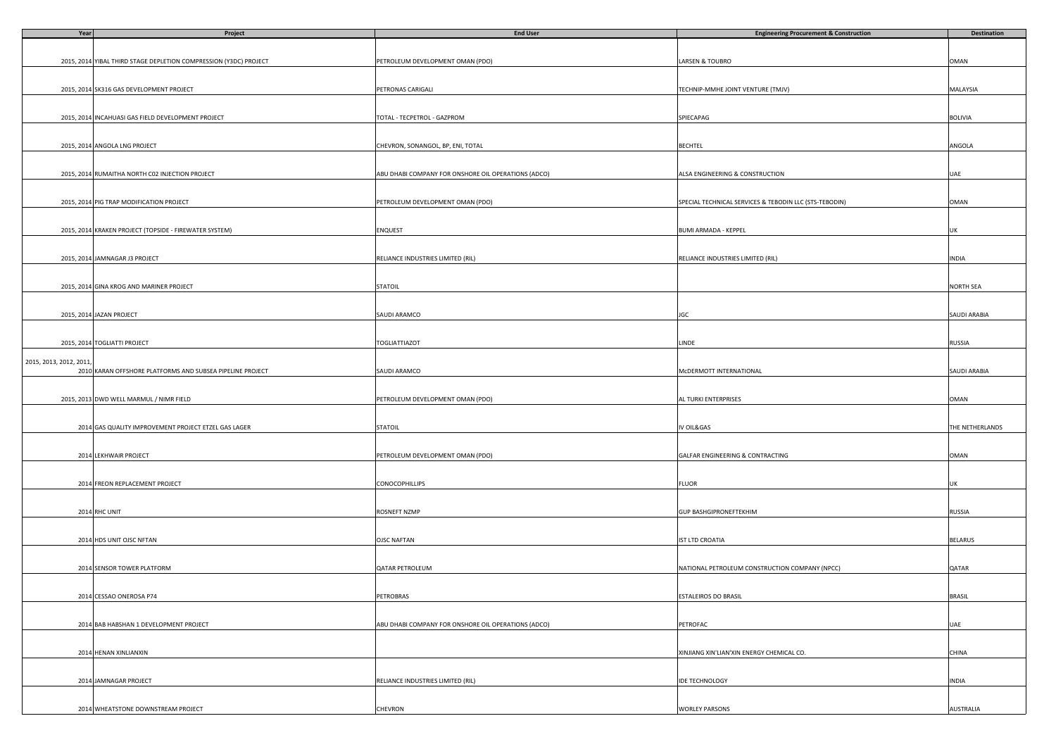| Year | Project | End User | Engineering Procurement & Construction | Destination |
|---|---|---|---|---|
| 2015, 2014 | YIBAL THIRD STAGE DEPLETION COMPRESSION (Y3DC) PROJECT | PETROLEUM DEVELOPMENT OMAN (PDO) | LARSEN & TOUBRO | OMAN |
| 2015, 2014 | SK316 GAS DEVELOPMENT PROJECT | PETRONAS CARIGALI | TECHNIP-MMHE JOINT VENTURE (TMJV) | MALAYSIA |
| 2015, 2014 | INCAHUASI GAS FIELD DEVELOPMENT PROJECT | TOTAL - TECPETROL - GAZPROM | SPIECAPAG | BOLIVIA |
| 2015, 2014 | ANGOLA LNG PROJECT | CHEVRON, SONANGOL, BP, ENI, TOTAL | BECHTEL | ANGOLA |
| 2015, 2014 | RUMAITHA NORTH C02 INJECTION PROJECT | ABU DHABI COMPANY FOR ONSHORE OIL OPERATIONS (ADCO) | ALSA ENGINEERING & CONSTRUCTION | UAE |
| 2015, 2014 | PIG TRAP MODIFICATION PROJECT | PETROLEUM DEVELOPMENT OMAN (PDO) | SPECIAL TECHNICAL SERVICES & TEBODIN LLC (STS-TEBODIN) | OMAN |
| 2015, 2014 | KRAKEN PROJECT (TOPSIDE - FIREWATER SYSTEM) | ENQUEST | BUMI ARMADA - KEPPEL | UK |
| 2015, 2014 | JAMNAGAR J3 PROJECT | RELIANCE INDUSTRIES LIMITED (RIL) | RELIANCE INDUSTRIES LIMITED (RIL) | INDIA |
| 2015, 2014 | GINA KROG AND MARINER PROJECT | STATOIL | | NORTH SEA |
| 2015, 2014 | JAZAN PROJECT | SAUDI ARAMCO | JGC | SAUDI ARABIA |
| 2015, 2014 | TOGLIATTI PROJECT | TOGLIATTIAZOT | LINDE | RUSSIA |
| 2015, 2013, 2012, 2011, 2010 | KARAN OFFSHORE PLATFORMS AND SUBSEA PIPELINE PROJECT | SAUDI ARAMCO | McDERMOTT INTERNATIONAL | SAUDI ARABIA |
| 2015, 2013 | DWD WELL MARMUL / NIMR FIELD | PETROLEUM DEVELOPMENT OMAN (PDO) | AL TURKI ENTERPRISES | OMAN |
| 2014 | GAS QUALITY IMPROVEMENT PROJECT ETZEL GAS LAGER | STATOIL | IV OIL&GAS | THE NETHERLANDS |
| 2014 | LEKHWAIR PROJECT | PETROLEUM DEVELOPMENT OMAN (PDO) | GALFAR ENGINEERING & CONTRACTING | OMAN |
| 2014 | FREON REPLACEMENT PROJECT | CONOCOPHILLIPS | FLUOR | UK |
| 2014 | RHC UNIT | ROSNEFT NZMP | GUP BASHGIPRONEFTEKHIM | RUSSIA |
| 2014 | HDS UNIT OJSC NFTAN | OJSC NAFTAN | IST LTD CROATIA | BELARUS |
| 2014 | SENSOR TOWER PLATFORM | QATAR PETROLEUM | NATIONAL PETROLEUM CONSTRUCTION COMPANY (NPCC) | QATAR |
| 2014 | CESSAO ONEROSA P74 | PETROBRAS | ESTALEIROS DO BRASIL | BRASIL |
| 2014 | BAB HABSHAN 1 DEVELOPMENT PROJECT | ABU DHABI COMPANY FOR ONSHORE OIL OPERATIONS (ADCO) | PETROFAC | UAE |
| 2014 | HENAN XINLIANXIN | | XINJIANG XIN'LIAN'XIN ENERGY CHEMICAL CO. | CHINA |
| 2014 | JAMNAGAR PROJECT | RELIANCE INDUSTRIES LIMITED (RIL) | IDE TECHNOLOGY | INDIA |
| 2014 | WHEATSTONE DOWNSTREAM PROJECT | CHEVRON | WORLEY PARSONS | AUSTRALIA |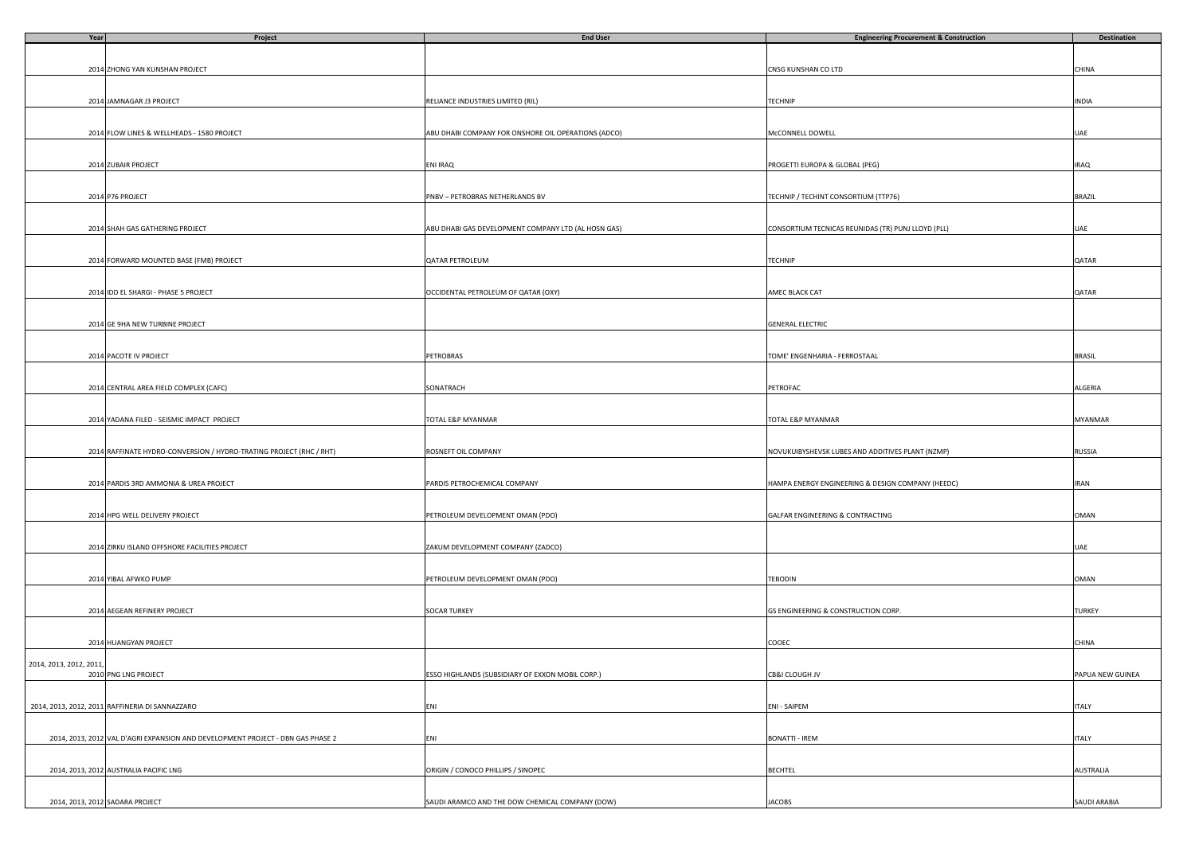| Year | Project | End User | Engineering Procurement & Construction | Destination |
|---|---|---|---|---|
| 2014 | ZHONG YAN KUNSHAN PROJECT | | CNSG KUNSHAN CO LTD | CHINA |
| 2014 | JAMNAGAR J3 PROJECT | RELIANCE INDUSTRIES LIMITED (RIL) | TECHNIP | INDIA |
| 2014 | FLOW LINES & WELLHEADS - 1580 PROJECT | ABU DHABI COMPANY FOR ONSHORE OIL OPERATIONS (ADCO) | McCONNELL DOWELL | UAE |
| 2014 | ZUBAIR PROJECT | ENI IRAQ | PROGETTI EUROPA & GLOBAL (PEG) | IRAQ |
| 2014 | P76 PROJECT | PNBV – PETROBRAS NETHERLANDS BV | TECHNIP / TECHINT CONSORTIUM (TTP76) | BRAZIL |
| 2014 | SHAH GAS GATHERING PROJECT | ABU DHABI GAS DEVELOPMENT COMPANY LTD (AL HOSN GAS) | CONSORTIUM TECNICAS REUNIDAS (TR) PUNJ LLOYD (PLL) | UAE |
| 2014 | FORWARD MOUNTED BASE (FMB) PROJECT | QATAR PETROLEUM | TECHNIP | QATAR |
| 2014 | IDD EL SHARGI - PHASE 5 PROJECT | OCCIDENTAL PETROLEUM OF QATAR (OXY) | AMEC BLACK CAT | QATAR |
| 2014 | GE 9HA NEW TURBINE PROJECT | | GENERAL ELECTRIC | |
| 2014 | PACOTE IV PROJECT | PETROBRAS | TOME' ENGENHARIA - FERROSTAAL | BRASIL |
| 2014 | CENTRAL AREA FIELD COMPLEX (CAFC) | SONATRACH | PETROFAC | ALGERIA |
| 2014 | YADANA FILED - SEISMIC IMPACT PROJECT | TOTAL E&P MYANMAR | TOTAL E&P MYANMAR | MYANMAR |
| 2014 | RAFFINATE HYDRO-CONVERSION / HYDRO-TRATING PROJECT (RHC / RHT) | ROSNEFT OIL COMPANY | NOVUKUIBYSHEVSK LUBES AND ADDITIVES PLANT (NZMP) | RUSSIA |
| 2014 | PARDIS 3RD AMMONIA & UREA PROJECT | PARDIS PETROCHEMICAL COMPANY | HAMPA ENERGY ENGINEERING & DESIGN COMPANY (HEEDC) | IRAN |
| 2014 | HPG WELL DELIVERY PROJECT | PETROLEUM DEVELOPMENT OMAN (PDO) | GALFAR ENGINEERING & CONTRACTING | OMAN |
| 2014 | ZIRKU ISLAND OFFSHORE FACILITIES PROJECT | ZAKUM DEVELOPMENT COMPANY (ZADCO) | | UAE |
| 2014 | YIBAL AFWKO PUMP | PETROLEUM DEVELOPMENT OMAN (PDO) | TEBODIN | OMAN |
| 2014 | AEGEAN REFINERY PROJECT | SOCAR TURKEY | GS ENGINEERING & CONSTRUCTION CORP. | TURKEY |
| 2014 | HUANGYAN PROJECT | | COOEC | CHINA |
| 2014, 2013, 2012, 2011, 2010 | PNG LNG PROJECT | ESSO HIGHLANDS (SUBSIDIARY OF EXXON MOBIL CORP.) | CB&I CLOUGH JV | PAPUA NEW GUINEA |
| 2014, 2013, 2012, 2011 | RAFFINERIA DI SANNAZZARO | ENI | ENI - SAIPEM | ITALY |
| 2014, 2013, 2012 | VAL D'AGRI EXPANSION AND DEVELOPMENT PROJECT - DBN GAS PHASE 2 | ENI | BONATTI - IREM | ITALY |
| 2014, 2013, 2012 | AUSTRALIA PACIFIC LNG | ORIGIN / CONOCO PHILLIPS / SINOPEC | BECHTEL | AUSTRALIA |
| 2014, 2013, 2012 | SADARA PROJECT | SAUDI ARAMCO AND THE DOW CHEMICAL COMPANY (DOW) | JACOBS | SAUDI ARABIA |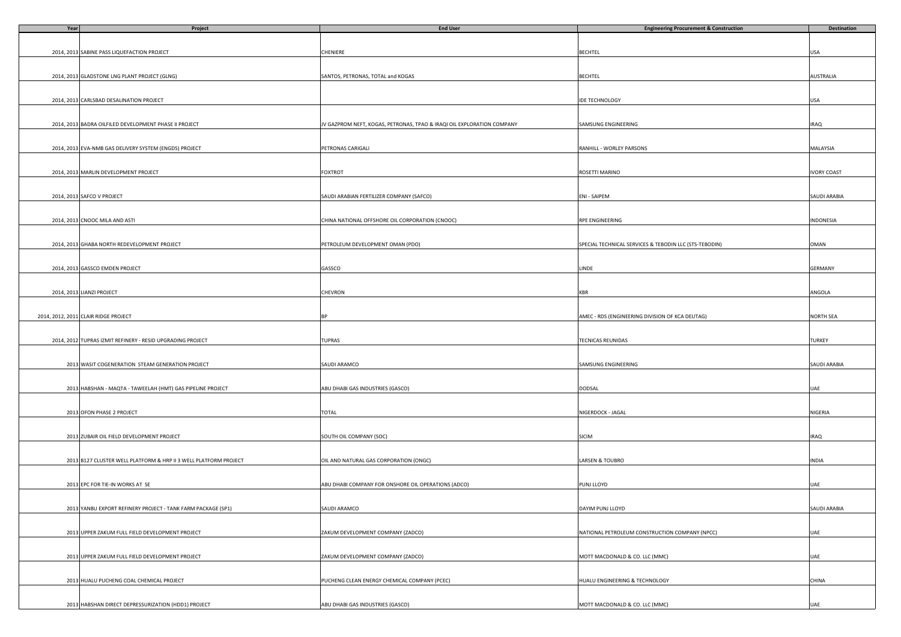| Year | Project | End User | Engineering Procurement & Construction | Destination |
|---|---|---|---|---|
| 2014, 2013 | SABINE PASS LIQUEFACTION PROJECT | CHENIERE | BECHTEL | USA |
| 2014, 2013 | GLADSTONE LNG PLANT PROJECT (GLNG) | SANTOS, PETRONAS, TOTAL and KOGAS | BECHTEL | AUSTRALIA |
| 2014, 2013 | CARLSBAD DESALINATION PROJECT | | IDE TECHNOLOGY | USA |
| 2014, 2013 | BADRA OILFILED DEVELOPMENT PHASE II PROJECT | JV GAZPROM NEFT, KOGAS, PETRONAS, TPAO & IRAQI OIL EXPLORATION COMPANY | SAMSUNG ENGINEERING | IRAQ |
| 2014, 2013 | EVA-NMB GAS DELIVERY SYSTEM (ENGDS) PROJECT | PETRONAS CARIGALI | RANHILL - WORLEY PARSONS | MALAYSIA |
| 2014, 2013 | MARLIN DEVELOPMENT PROJECT | FOXTROT | ROSETTI MARINO | IVORY COAST |
| 2014, 2013 | SAFCO V PROJECT | SAUDI ARABIAN FERTILIZER COMPANY (SAFCO) | ENI - SAIPEM | SAUDI ARABIA |
| 2014, 2013 | CNOOC MILA AND ASTI | CHINA NATIONAL OFFSHORE OIL CORPORATION (CNOOC) | RPE ENGINEERING | INDONESIA |
| 2014, 2013 | GHABA NORTH REDEVELOPMENT PROJECT | PETROLEUM DEVELOPMENT OMAN (PDO) | SPECIAL TECHNICAL SERVICES & TEBODIN LLC (STS-TEBODIN) | OMAN |
| 2014, 2013 | GASSCO EMDEN PROJECT | GASSCO | LINDE | GERMANY |
| 2014, 2013 | LIANZI PROJECT | CHEVRON | KBR | ANGOLA |
| 2014, 2012, 2011 | CLAIR RIDGE PROJECT | BP | AMEC - RDS (ENGINEERING DIVISION OF KCA DEUTAG) | NORTH SEA |
| 2014, 2012 | TUPRAS IZMIT REFINERY - RESID UPGRADING PROJECT | TUPRAS | TECNICAS REUNIDAS | TURKEY |
| 2013 | WASIT COGENERATION STEAM GENERATION PROJECT | SAUDI ARAMCO | SAMSUNG ENGINEERING | SAUDI ARABIA |
| 2013 | HABSHAN - MAQTA - TAWEELAH (HMT) GAS PIPELINE PROJECT | ABU DHABI GAS INDUSTRIES (GASCO) | DODSAL | UAE |
| 2013 | OFON PHASE 2 PROJECT | TOTAL | NIGERDOCK - JAGAL | NIGERIA |
| 2013 | ZUBAIR OIL FIELD DEVELOPMENT PROJECT | SOUTH OIL COMPANY (SOC) | SICIM | IRAQ |
| 2013 | B127 CLUSTER WELL PLATFORM & HRP II 3 WELL PLATFORM PROJECT | OIL AND NATURAL GAS CORPORATION (ONGC) | LARSEN & TOUBRO | INDIA |
| 2013 | EPC FOR TIE-IN WORKS AT SE | ABU DHABI COMPANY FOR ONSHORE OIL OPERATIONS (ADCO) | PUNJ LLOYD | UAE |
| 2013 | YANBU EXPORT REFINERY PROJECT - TANK FARM PACKAGE (SP1) | SAUDI ARAMCO | DAYIM PUNJ LLOYD | SAUDI ARABIA |
| 2013 | UPPER ZAKUM FULL FIELD DEVELOPMENT PROJECT | ZAKUM DEVELOPMENT COMPANY (ZADCO) | NATIONAL PETROLEUM CONSTRUCTION COMPANY (NPCC) | UAE |
| 2013 | UPPER ZAKUM FULL FIELD DEVELOPMENT PROJECT | ZAKUM DEVELOPMENT COMPANY (ZADCO) | MOTT MACDONALD & CO. LLC (MMC) | UAE |
| 2013 | HUALU PUCHENG COAL CHEMICAL PROJECT | PUCHENG CLEAN ENERGY CHEMICAL COMPANY (PCEC) | HUALU ENGINEERING & TECHNOLOGY | CHINA |
| 2013 | HABSHAN DIRECT DEPRESSURIZATION (HDD1) PROJECT | ABU DHABI GAS INDUSTRIES (GASCO) | MOTT MACDONALD & CO. LLC (MMC) | UAE |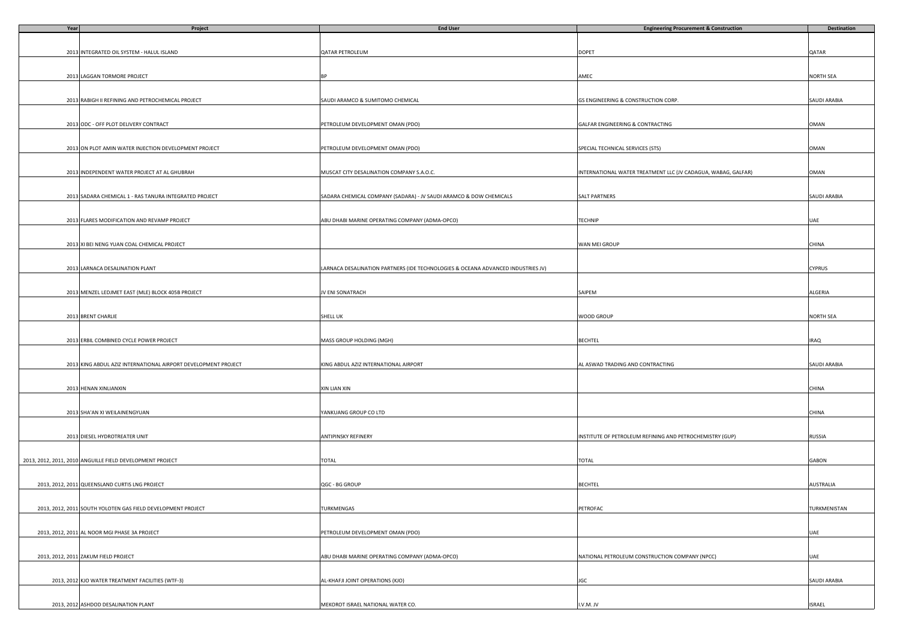| Year | Project | End User | Engineering Procurement & Construction | Destination |
|---|---|---|---|---|
| 2013 | INTEGRATED OIL SYSTEM - HALUL ISLAND | QATAR PETROLEUM | DOPET | QATAR |
| 2013 | LAGGAN TORMORE PROJECT | BP | AMEC | NORTH SEA |
| 2013 | RABIGH II REFINING AND PETROCHEMICAL PROJECT | SAUDI ARAMCO & SUMITOMO CHEMICAL | GS ENGINEERING & CONSTRUCTION CORP. | SAUDI ARABIA |
| 2013 | ODC - OFF PLOT DELIVERY CONTRACT | PETROLEUM DEVELOPMENT OMAN (PDO) | GALFAR ENGINEERING & CONTRACTING | OMAN |
| 2013 | ON PLOT AMIN WATER INJECTION DEVELOPMENT PROJECT | PETROLEUM DEVELOPMENT OMAN (PDO) | SPECIAL TECHNICAL SERVICES (STS) | OMAN |
| 2013 | INDEPENDENT WATER PROJECT AT AL GHUBRAH | MUSCAT CITY DESALINATION COMPANY S.A.O.C. | INTERNATIONAL WATER TREATMENT LLC (JV CADAGUA, WABAG, GALFAR) | OMAN |
| 2013 | SADARA CHEMICAL 1 - RAS TANURA INTEGRATED PROJECT | SADARA CHEMICAL COMPANY (SADARA) - JV SAUDI ARAMCO & DOW CHEMICALS | SALT PARTNERS | SAUDI ARABIA |
| 2013 | FLARES MODIFICATION AND REVAMP PROJECT | ABU DHABI MARINE OPERATING COMPANY (ADMA-OPCO) | TECHNIP | UAE |
| 2013 | XI BEI NENG YUAN COAL CHEMICAL PROJECT | | WAN MEI GROUP | CHINA |
| 2013 | LARNACA DESALINATION PLANT | LARNACA DESALINATION PARTNERS (IDE TECHNOLOGIES & OCEANA ADVANCED INDUSTRIES JV) | | CYPRUS |
| 2013 | MENZEL LEDJMET EAST (MLE) BLOCK 405B PROJECT | JV ENI SONATRACH | SAIPEM | ALGERIA |
| 2013 | BRENT CHARLIE | SHELL UK | WOOD GROUP | NORTH SEA |
| 2013 | ERBIL COMBINED CYCLE POWER PROJECT | MASS GROUP HOLDING (MGH) | BECHTEL | IRAQ |
| 2013 | KING ABDUL AZIZ INTERNATIONAL AIRPORT DEVELOPMENT PROJECT | KING ABDUL AZIZ INTERNATIONAL AIRPORT | AL ASWAD TRADING AND CONTRACTING | SAUDI ARABIA |
| 2013 | HENAN XINLIANXIN | XIN LIAN XIN | | CHINA |
| 2013 | SHA'AN XI WEILAINENGYUAN | YANKUANG GROUP CO LTD | | CHINA |
| 2013 | DIESEL HYDROTREATER UNIT | ANTIPINSKY REFINERY | INSTITUTE OF PETROLEUM REFINING AND PETROCHEMISTRY (GUP) | RUSSIA |
| 2013, 2012, 2011, 2010 | ANGUILLE FIELD DEVELOPMENT PROJECT | TOTAL | TOTAL | GABON |
| 2013, 2012, 2011 | QUEENSLAND CURTIS LNG PROJECT | QGC - BG GROUP | BECHTEL | AUSTRALIA |
| 2013, 2012, 2011 | SOUTH YOLOTEN GAS FIELD DEVELOPMENT PROJECT | TURKMENGAS | PETROFAC | TURKMENISTAN |
| 2013, 2012, 2011 | AL NOOR MGI PHASE 3A PROJECT | PETROLEUM DEVELOPMENT OMAN (PDO) | | UAE |
| 2013, 2012, 2011 | ZAKUM FIELD PROJECT | ABU DHABI MARINE OPERATING COMPANY (ADMA-OPCO) | NATIONAL PETROLEUM CONSTRUCTION COMPANY (NPCC) | UAE |
| 2013, 2012 | KJO WATER TREATMENT FACILITIES (WTF-3) | AL-KHAFJI JOINT OPERATIONS (KJO) | JGC | SAUDI ARABIA |
| 2013, 2012 | ASHDOD DESALINATION PLANT | MEKOROT ISRAEL NATIONAL WATER CO. | I.V.M. JV | ISRAEL |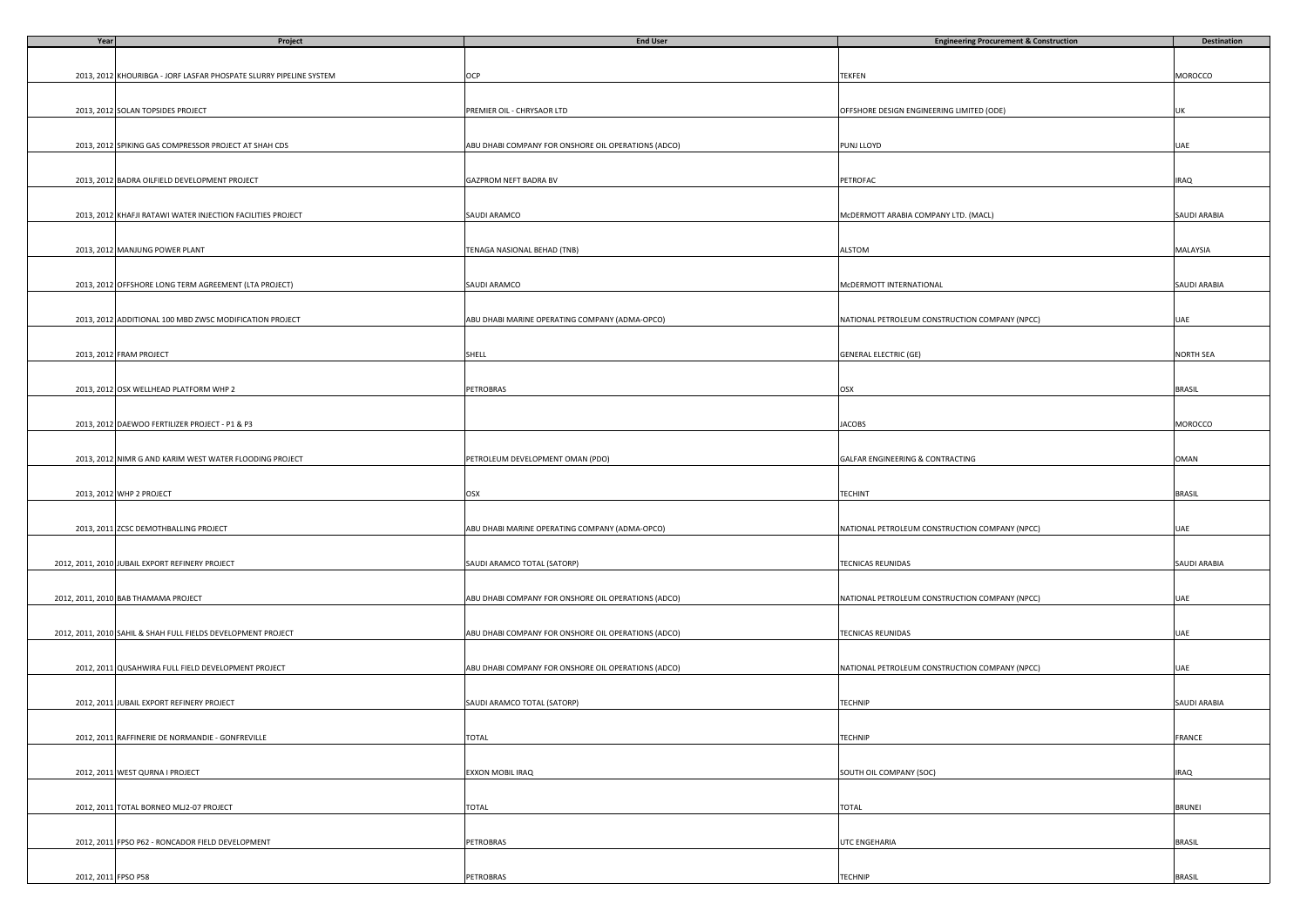| Year | Project | End User | Engineering Procurement & Construction | Destination |
|---|---|---|---|---|
| 2013, 2012 | KHOURIBGA - JORF LASFAR PHOSPATE SLURRY PIPELINE SYSTEM | OCP | TEKFEN | MOROCCO |
| 2013, 2012 | SOLAN TOPSIDES PROJECT | PREMIER OIL - CHRYSAOR LTD | OFFSHORE DESIGN ENGINEERING LIMITED (ODE) | UK |
| 2013, 2012 | SPIKING GAS COMPRESSOR PROJECT AT SHAH CDS | ABU DHABI COMPANY FOR ONSHORE OIL OPERATIONS (ADCO) | PUNJ LLOYD | UAE |
| 2013, 2012 | BADRA OILFIELD DEVELOPMENT PROJECT | GAZPROM NEFT BADRA BV | PETROFAC | IRAQ |
| 2013, 2012 | KHAFJI RATAWI WATER INJECTION FACILITIES PROJECT | SAUDI ARAMCO | McDERMOTT ARABIA COMPANY LTD. (MACL) | SAUDI ARABIA |
| 2013, 2012 | MANJUNG POWER PLANT | TENAGA NASIONAL BEHAD (TNB) | ALSTOM | MALAYSIA |
| 2013, 2012 | OFFSHORE LONG TERM AGREEMENT (LTA PROJECT) | SAUDI ARAMCO | McDERMOTT INTERNATIONAL | SAUDI ARABIA |
| 2013, 2012 | ADDITIONAL 100 MBD ZWSC MODIFICATION PROJECT | ABU DHABI MARINE OPERATING COMPANY (ADMA-OPCO) | NATIONAL PETROLEUM CONSTRUCTION COMPANY (NPCC) | UAE |
| 2013, 2012 | FRAM PROJECT | SHELL | GENERAL ELECTRIC (GE) | NORTH SEA |
| 2013, 2012 | OSX WELLHEAD PLATFORM WHP 2 | PETROBRAS | OSX | BRASIL |
| 2013, 2012 | DAEWOO FERTILIZER PROJECT - P1 & P3 | | JACOBS | MOROCCO |
| 2013, 2012 | NIMR G AND KARIM WEST WATER FLOODING PROJECT | PETROLEUM DEVELOPMENT OMAN (PDO) | GALFAR ENGINEERING & CONTRACTING | OMAN |
| 2013, 2012 | WHP 2 PROJECT | OSX | TECHINT | BRASIL |
| 2013, 2011 | ZCSC DEMOTHBALLING PROJECT | ABU DHABI MARINE OPERATING COMPANY (ADMA-OPCO) | NATIONAL PETROLEUM CONSTRUCTION COMPANY (NPCC) | UAE |
| 2012, 2011, 2010 | JUBAIL EXPORT REFINERY PROJECT | SAUDI ARAMCO TOTAL (SATORP) | TECNICAS REUNIDAS | SAUDI ARABIA |
| 2012, 2011, 2010 | BAB THAMAMA PROJECT | ABU DHABI COMPANY FOR ONSHORE OIL OPERATIONS (ADCO) | NATIONAL PETROLEUM CONSTRUCTION COMPANY (NPCC) | UAE |
| 2012, 2011, 2010 | SAHIL & SHAH FULL FIELDS DEVELOPMENT PROJECT | ABU DHABI COMPANY FOR ONSHORE OIL OPERATIONS (ADCO) | TECNICAS REUNIDAS | UAE |
| 2012, 2011 | QUSAHWIRA FULL FIELD DEVELOPMENT PROJECT | ABU DHABI COMPANY FOR ONSHORE OIL OPERATIONS (ADCO) | NATIONAL PETROLEUM CONSTRUCTION COMPANY (NPCC) | UAE |
| 2012, 2011 | JUBAIL EXPORT REFINERY PROJECT | SAUDI ARAMCO TOTAL (SATORP) | TECHNIP | SAUDI ARABIA |
| 2012, 2011 | RAFFINERIE DE NORMANDIE - GONFREVILLE | TOTAL | TECHNIP | FRANCE |
| 2012, 2011 | WEST QURNA I PROJECT | EXXON MOBIL IRAQ | SOUTH OIL COMPANY (SOC) | IRAQ |
| 2012, 2011 | TOTAL BORNEO MLJ2-07 PROJECT | TOTAL | TOTAL | BRUNEI |
| 2012, 2011 | FPSO P62 - RONCADOR FIELD DEVELOPMENT | PETROBRAS | UTC ENGEHARIA | BRASIL |
| 2012, 2011 | FPSO P58 | PETROBRAS | TECHNIP | BRASIL |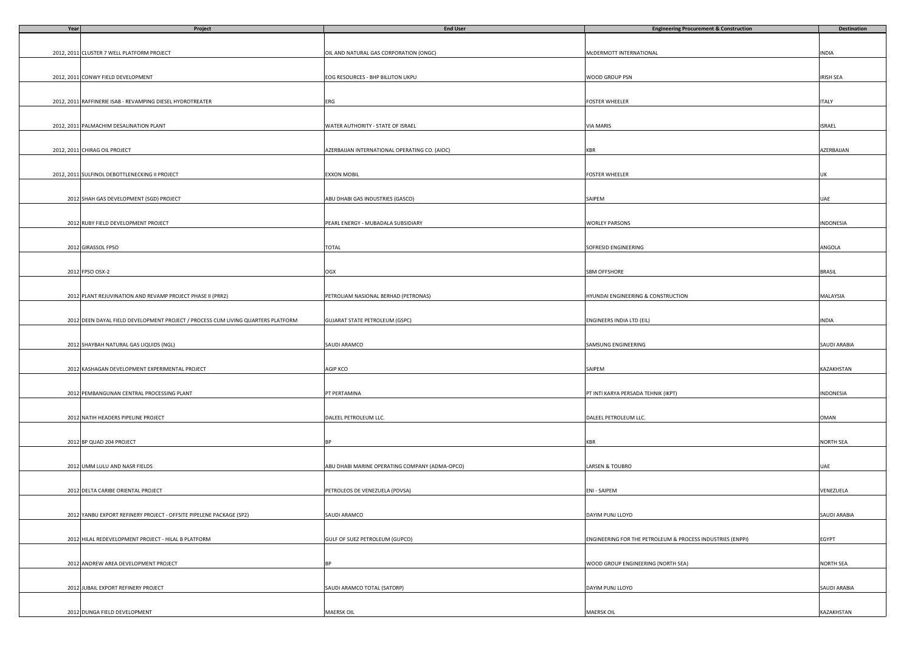| Year | Project | End User | Engineering Procurement & Construction | Destination |
| --- | --- | --- | --- | --- |
| 2012, 2011 | CLUSTER 7 WELL PLATFORM PROJECT | OIL AND NATURAL GAS CORPORATION (ONGC) | McDERMOTT INTERNATIONAL | INDIA |
| 2012, 2011 | CONWY FIELD DEVELOPMENT | EOG RESOURCES - BHP BILLITON UKPU | WOOD GROUP PSN | IRISH SEA |
| 2012, 2011 | RAFFINERIE ISAB - REVAMPING DIESEL HYDROTREATER | ERG | FOSTER WHEELER | ITALY |
| 2012, 2011 | PALMACHIM DESALINATION PLANT | WATER AUTHORITY - STATE OF ISRAEL | VIA MARIS | ISRAEL |
| 2012, 2011 | CHIRAG OIL PROJECT | AZERBAIJAN INTERNATIONAL OPERATING CO. (AIOC) | KBR | AZERBAIJAN |
| 2012, 2011 | SULFINOL DEBOTTLENECKING II PROJECT | EXXON MOBIL | FOSTER WHEELER | UK |
| 2012 | SHAH GAS DEVELOPMENT (SGD) PROJECT | ABU DHABI GAS INDUSTRIES (GASCO) | SAIPEM | UAE |
| 2012 | RUBY FIELD DEVELOPMENT PROJECT | PEARL ENERGY - MUBADALA SUBSIDIARY | WORLEY PARSONS | INDONESIA |
| 2012 | GIRASSOL FPSO | TOTAL | SOFRESID ENGINEERING | ANGOLA |
| 2012 | FPSO OSX-2 | OGX | SBM OFFSHORE | BRASIL |
| 2012 | PLANT REJUVINATION AND REVAMP PROJECT PHASE II (PRR2) | PETROLIAM NASIONAL BERHAD (PETRONAS) | HYUNDAI ENGINEERING & CONSTRUCTION | MALAYSIA |
| 2012 | DEEN DAYAL FIELD DEVELOPMENT PROJECT / PROCESS CUM LIVING QUARTERS PLATFORM | GUJARAT STATE PETROLEUM (GSPC) | ENGINEERS INDIA LTD (EIL) | INDIA |
| 2012 | SHAYBAH NATURAL GAS LIQUIDS (NGL) | SAUDI ARAMCO | SAMSUNG ENGINEERING | SAUDI ARABIA |
| 2012 | KASHAGAN DEVELOPMENT EXPERIMENTAL PROJECT | AGIP KCO | SAIPEM | KAZAKHSTAN |
| 2012 | PEMBANGUNAN CENTRAL PROCESSING PLANT | PT PERTAMINA | PT INTI KARYA PERSADA TEHNIK (IKPT) | INDONESIA |
| 2012 | NATIH HEADERS PIPELINE PROJECT | DALEEL PETROLEUM LLC. | DALEEL PETROLEUM LLC. | OMAN |
| 2012 | BP QUAD 204 PROJECT | BP | KBR | NORTH SEA |
| 2012 | UMM LULU AND NASR FIELDS | ABU DHABI MARINE OPERATING COMPANY (ADMA-OPCO) | LARSEN & TOUBRO | UAE |
| 2012 | DELTA CARIBE ORIENTAL PROJECT | PETROLEOS DE VENEZUELA (PDVSA) | ENI - SAIPEM | VENEZUELA |
| 2012 | YANBU EXPORT REFINERY PROJECT - OFFSITE PIPELENE PACKAGE (SP2) | SAUDI ARAMCO | DAYIM PUNJ LLOYD | SAUDI ARABIA |
| 2012 | HILAL REDEVELOPMENT PROJECT - HILAL B PLATFORM | GULF OF SUEZ PETROLEUM (GUPCO) | ENGINEERING FOR THE PETROLEUM & PROCESS INDUSTRIES (ENPPI) | EGYPT |
| 2012 | ANDREW AREA DEVELOPMENT PROJECT | BP | WOOD GROUP ENGINEERING (NORTH SEA) | NORTH SEA |
| 2012 | JUBAIL EXPORT REFINERY PROJECT | SAUDI ARAMCO TOTAL (SATORP) | DAYIM PUNJ LLOYD | SAUDI ARABIA |
| 2012 | DUNGA FIELD DEVELOPMENT | MAERSK OIL | MAERSK OIL | KAZAKHSTAN |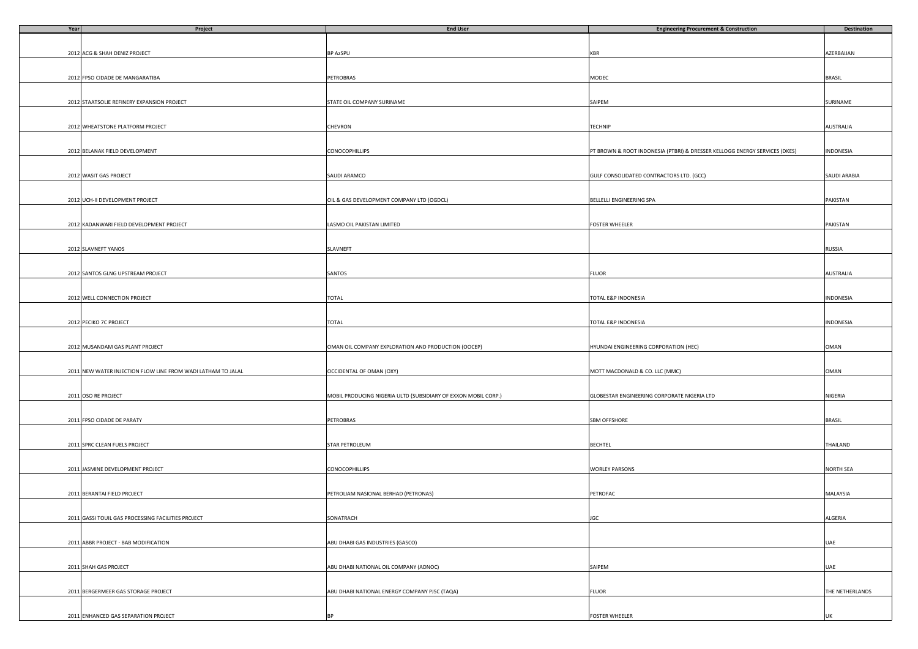| Year | Project | End User | Engineering Procurement & Construction | Destination |
|---|---|---|---|---|
| 2012 | ACG & SHAH DENIZ PROJECT | BP AzSPU | KBR | AZERBAIJAN |
| 2012 | FPSO CIDADE DE MANGARATIBA | PETROBRAS | MODEC | BRASIL |
| 2012 | STAATSOLIE REFINERY EXPANSION PROJECT | STATE OIL COMPANY SURINAME | SAIPEM | SURINAME |
| 2012 | WHEATSTONE PLATFORM PROJECT | CHEVRON | TECHNIP | AUSTRALIA |
| 2012 | BELANAK FIELD DEVELOPMENT | CONOCOPHILLIPS | PT BROWN & ROOT INDONESIA (PTBRI) & DRESSER KELLOGG ENERGY SERVICES (DKES) | INDONESIA |
| 2012 | WASIT GAS PROJECT | SAUDI ARAMCO | GULF CONSOLIDATED CONTRACTORS LTD. (GCC) | SAUDI ARABIA |
| 2012 | UCH-II DEVELOPMENT PROJECT | OIL & GAS DEVELOPMENT COMPANY LTD (OGDCL) | BELLELLI ENGINEERING SPA | PAKISTAN |
| 2012 | KADANWARI FIELD DEVELOPMENT PROJECT | LASMO OIL PAKISTAN LIMITED | FOSTER WHEELER | PAKISTAN |
| 2012 | SLAVNEFT YANOS | SLAVNEFT | | RUSSIA |
| 2012 | SANTOS GLNG UPSTREAM PROJECT | SANTOS | FLUOR | AUSTRALIA |
| 2012 | WELL CONNECTION PROJECT | TOTAL | TOTAL E&P INDONESIA | INDONESIA |
| 2012 | PECIKO 7C PROJECT | TOTAL | TOTAL E&P INDONESIA | INDONESIA |
| 2012 | MUSANDAM GAS PLANT PROJECT | OMAN OIL COMPANY EXPLORATION AND PRODUCTION (OOCEP) | HYUNDAI ENGINEERING CORPORATION (HEC) | OMAN |
| 2011 | NEW WATER INJECTION FLOW LINE FROM WADI LATHAM TO JALAL | OCCIDENTAL OF OMAN (OXY) | MOTT MACDONALD & CO. LLC (MMC) | OMAN |
| 2011 | OSO RE PROJECT | MOBIL PRODUCING NIGERIA ULTD (SUBSIDIARY OF EXXON MOBIL CORP.) | GLOBESTAR ENGINEERING CORPORATE NIGERIA LTD | NIGERIA |
| 2011 | FPSO CIDADE DE PARATY | PETROBRAS | SBM OFFSHORE | BRASIL |
| 2011 | SPRC CLEAN FUELS PROJECT | STAR PETROLEUM | BECHTEL | THAILAND |
| 2011 | JASMINE DEVELOPMENT PROJECT | CONOCOPHILLIPS | WORLEY PARSONS | NORTH SEA |
| 2011 | BERANTAI FIELD PROJECT | PETROLIAM NASIONAL BERHAD (PETRONAS) | PETROFAC | MALAYSIA |
| 2011 | GASSI TOUIL GAS PROCESSING FACILITIES PROJECT | SONATRACH | JGC | ALGERIA |
| 2011 | ABBR PROJECT - BAB MODIFICATION | ABU DHABI GAS INDUSTRIES (GASCO) | | UAE |
| 2011 | SHAH GAS PROJECT | ABU DHABI NATIONAL OIL COMPANY (ADNOC) | SAIPEM | UAE |
| 2011 | BERGERMEER GAS STORAGE PROJECT | ABU DHABI NATIONAL ENERGY COMPANY PJSC (TAQA) | FLUOR | THE NETHERLANDS |
| 2011 | ENHANCED GAS SEPARATION PROJECT | BP | FOSTER WHEELER | UK |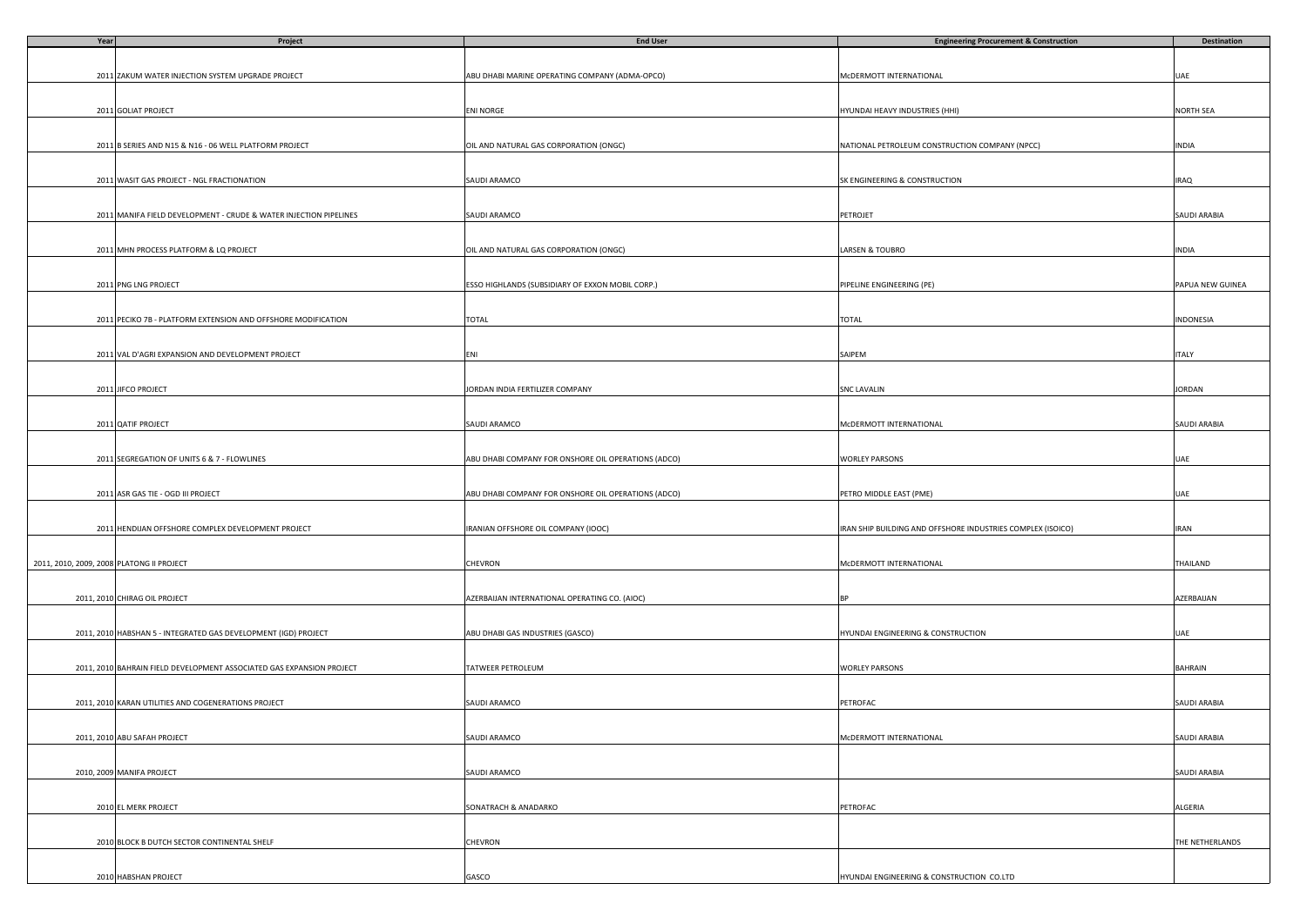| Year | Project | End User | Engineering Procurement & Construction | Destination |
|---|---|---|---|---|
| 2011 | ZAKUM WATER INJECTION SYSTEM UPGRADE PROJECT | ABU DHABI MARINE OPERATING COMPANY (ADMA-OPCO) | McDERMOTT INTERNATIONAL | UAE |
| 2011 | GOLIAT PROJECT | ENI NORGE | HYUNDAI HEAVY INDUSTRIES (HHI) | NORTH SEA |
| 2011 | B SERIES AND N15 & N16 - 06 WELL PLATFORM PROJECT | OIL AND NATURAL GAS CORPORATION (ONGC) | NATIONAL PETROLEUM CONSTRUCTION COMPANY (NPCC) | INDIA |
| 2011 | WASIT GAS PROJECT - NGL FRACTIONATION | SAUDI ARAMCO | SK ENGINEERING & CONSTRUCTION | IRAQ |
| 2011 | MANIFA FIELD DEVELOPMENT - CRUDE & WATER INJECTION PIPELINES | SAUDI ARAMCO | PETROJET | SAUDI ARABIA |
| 2011 | MHN PROCESS PLATFORM & LQ PROJECT | OIL AND NATURAL GAS CORPORATION (ONGC) | LARSEN & TOUBRO | INDIA |
| 2011 | PNG LNG PROJECT | ESSO HIGHLANDS (SUBSIDIARY OF EXXON MOBIL CORP.) | PIPELINE ENGINEERING (PE) | PAPUA NEW GUINEA |
| 2011 | PECIKO 7B - PLATFORM EXTENSION AND OFFSHORE MODIFICATION | TOTAL | TOTAL | INDONESIA |
| 2011 | VAL D'AGRI EXPANSION AND DEVELOPMENT PROJECT | ENI | SAIPEM | ITALY |
| 2011 | JIFCO PROJECT | JORDAN INDIA FERTILIZER COMPANY | SNC LAVALIN | JORDAN |
| 2011 | QATIF PROJECT | SAUDI ARAMCO | McDERMOTT INTERNATIONAL | SAUDI ARABIA |
| 2011 | SEGREGATION OF UNITS 6 & 7 - FLOWLINES | ABU DHABI COMPANY FOR ONSHORE OIL OPERATIONS (ADCO) | WORLEY PARSONS | UAE |
| 2011 | ASR GAS TIE - OGD III PROJECT | ABU DHABI COMPANY FOR ONSHORE OIL OPERATIONS (ADCO) | PETRO MIDDLE EAST (PME) | UAE |
| 2011 | HENDIJAN OFFSHORE COMPLEX DEVELOPMENT PROJECT | IRANIAN OFFSHORE OIL COMPANY (IOOC) | IRAN SHIP BUILDING AND OFFSHORE INDUSTRIES COMPLEX (ISOICO) | IRAN |
| 2011, 2010, 2009, 2008 | PLATONG II PROJECT | CHEVRON | McDERMOTT INTERNATIONAL | THAILAND |
| 2011, 2010 | CHIRAG OIL PROJECT | AZERBAIJAN INTERNATIONAL OPERATING CO. (AIOC) | BP | AZERBAIJAN |
| 2011, 2010 | HABSHAN 5 - INTEGRATED GAS DEVELOPMENT (IGD) PROJECT | ABU DHABI GAS INDUSTRIES (GASCO) | HYUNDAI ENGINEERING & CONSTRUCTION | UAE |
| 2011, 2010 | BAHRAIN FIELD DEVELOPMENT ASSOCIATED GAS EXPANSION PROJECT | TATWEER PETROLEUM | WORLEY PARSONS | BAHRAIN |
| 2011, 2010 | KARAN UTILITIES AND COGENERATIONS PROJECT | SAUDI ARAMCO | PETROFAC | SAUDI ARABIA |
| 2011, 2010 | ABU SAFAH PROJECT | SAUDI ARAMCO | McDERMOTT INTERNATIONAL | SAUDI ARABIA |
| 2010, 2009 | MANIFA PROJECT | SAUDI ARAMCO | | SAUDI ARABIA |
| 2010 | EL MERK PROJECT | SONATRACH & ANADARKO | PETROFAC | ALGERIA |
| 2010 | BLOCK B DUTCH SECTOR CONTINENTAL SHELF | CHEVRON | | THE NETHERLANDS |
| 2010 | HABSHAN PROJECT | GASCO | HYUNDAI ENGINEERING & CONSTRUCTION CO.LTD | |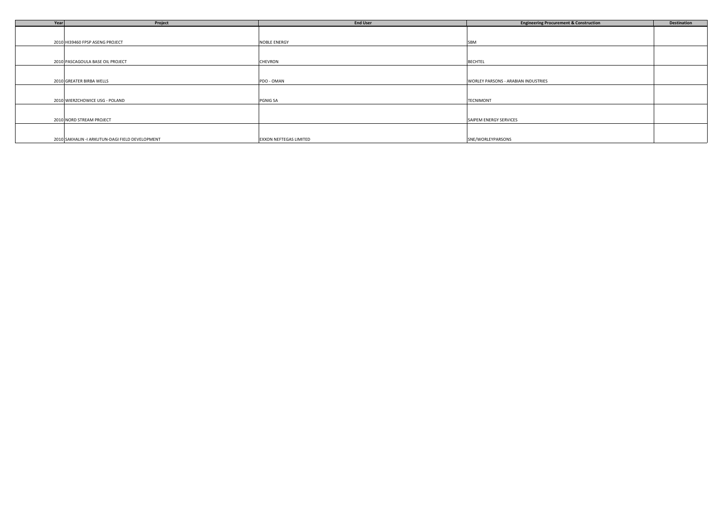| Year | Project | End User | Engineering Procurement & Construction | Destination |
| --- | --- | --- | --- | --- |
| 2010 | HI39460 FPSP ASENG PROJECT | NOBLE ENERGY | SBM | |
| 2010 | PASCAGOULA BASE OIL PROJECT | CHEVRON | BECHTEL | |
| 2010 | GREATER BIRBA WELLS | PDO - OMAN | WORLEY PARSONS - ARABIAN INDUSTRIES | |
| 2010 | WIERZCHOWICE USG - POLAND | PGNIG SA | TECNIMONT | |
| 2010 | NORD STREAM PROJECT | | SAIPEM ENERGY SERVICES | |
| 2010 | SAKHALIN -I ARKUTUN-DAGI FIELD DEVELOPMENT | EXXON NEFTEGAS LIMITED | SNE/WORLEYPARSONS | |